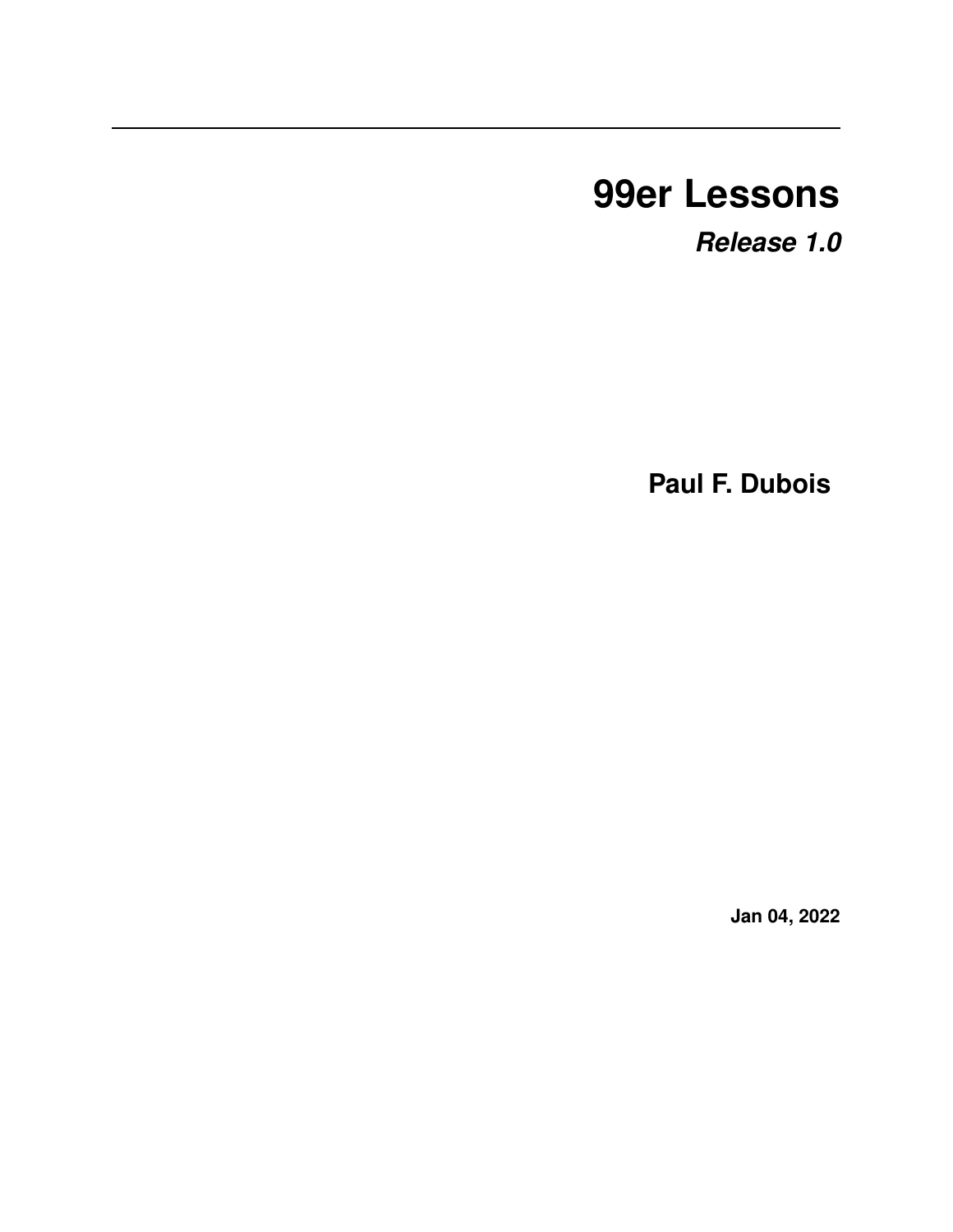# 99er Lessons

***Release 1.0***

**Paul F. Dubois**

**Jan 04, 2022**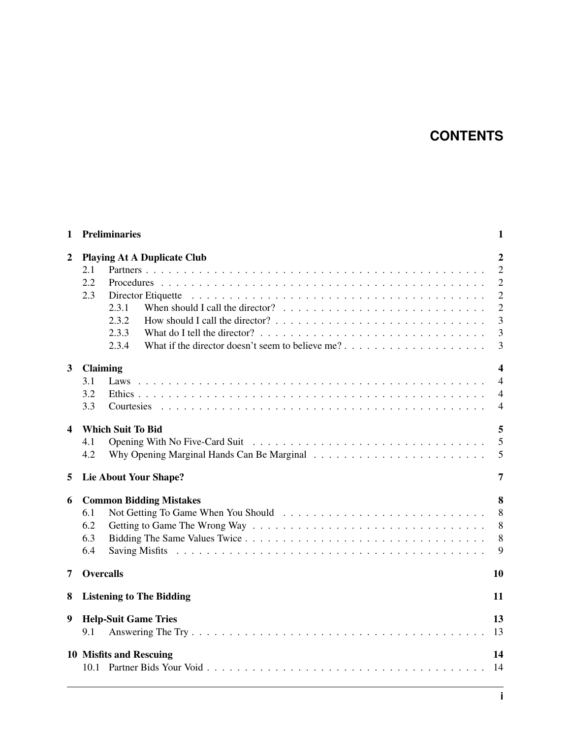# CONTENTS

**1 Preliminaries** **1**

**2 Playing At A Duplicate Club** **2**
- 2.1 Partners . . . 2
- 2.2 Procedures . . . 2
- 2.3 Director Etiquette . . . 2
  - 2.3.1 When should I call the director? . . . 2
  - 2.3.2 How should I call the director? . . . 3
  - 2.3.3 What do I tell the director? . . . 3
  - 2.3.4 What if the director doesn't seem to believe me? . . . 3

**3 Claiming** **4**
- 3.1 Laws . . . 4
- 3.2 Ethics . . . 4
- 3.3 Courtesies . . . 4

**4 Which Suit To Bid** **5**
- 4.1 Opening With No Five-Card Suit . . . 5
- 4.2 Why Opening Marginal Hands Can Be Marginal . . . 5

**5 Lie About Your Shape?** **7**

**6 Common Bidding Mistakes** **8**
- 6.1 Not Getting To Game When You Should . . . 8
- 6.2 Getting to Game The Wrong Way . . . 8
- 6.3 Bidding The Same Values Twice . . . 8
- 6.4 Saving Misfits . . . 9

**7 Overcalls** **10**

**8 Listening to The Bidding** **11**

**9 Help-Suit Game Tries** **13**
- 9.1 Answering The Try . . . 13

**10 Misfits and Rescuing** **14**
- 10.1 Partner Bids Your Void . . . 14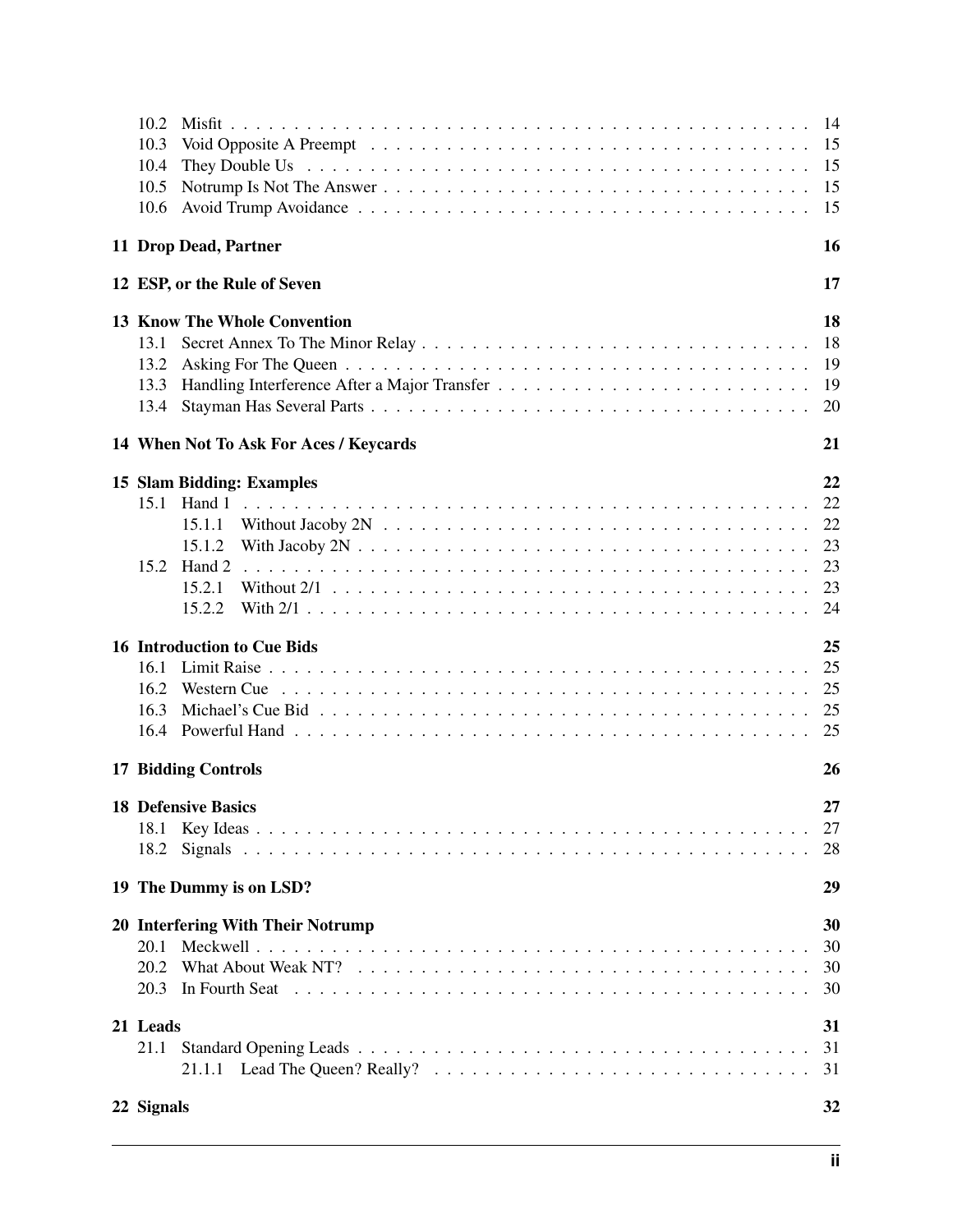- 10.2 Misfit . . . . . . . . . . . . . . . . . . . . . . . . . . . . . . . . . . . . . . . . 14
- 10.3 Void Opposite A Preempt . . . . . . . . . . . . . . . . . . . . . . . . . . . . . . 15
- 10.4 They Double Us . . . . . . . . . . . . . . . . . . . . . . . . . . . . . . . . . . . 15
- 10.5 Notrump Is Not The Answer . . . . . . . . . . . . . . . . . . . . . . . . . . . . . 15
- 10.6 Avoid Trump Avoidance . . . . . . . . . . . . . . . . . . . . . . . . . . . . . . . 15

**11 Drop Dead, Partner** **16**

**12 ESP, or the Rule of Seven** **17**

**13 Know The Whole Convention** **18**

- 13.1 Secret Annex To The Minor Relay . . . . . . . . . . . . . . . . . . . . . . . . . . 18
- 13.2 Asking For The Queen . . . . . . . . . . . . . . . . . . . . . . . . . . . . . . . . 19
- 13.3 Handling Interference After a Major Transfer . . . . . . . . . . . . . . . . . . . . 19
- 13.4 Stayman Has Several Parts . . . . . . . . . . . . . . . . . . . . . . . . . . . . . . 20

**14 When Not To Ask For Aces / Keycards** **21**

**15 Slam Bidding: Examples** **22**

- 15.1 Hand 1 . . . . . . . . . . . . . . . . . . . . . . . . . . . . . . . . . . . . . . . . 22
  - 15.1.1 Without Jacoby 2N . . . . . . . . . . . . . . . . . . . . . . . . . . . . . . 22
  - 15.1.2 With Jacoby 2N . . . . . . . . . . . . . . . . . . . . . . . . . . . . . . . 23
- 15.2 Hand 2 . . . . . . . . . . . . . . . . . . . . . . . . . . . . . . . . . . . . . . . . 23
  - 15.2.1 Without 2/1 . . . . . . . . . . . . . . . . . . . . . . . . . . . . . . . . . 23
  - 15.2.2 With 2/1 . . . . . . . . . . . . . . . . . . . . . . . . . . . . . . . . . . 24

**16 Introduction to Cue Bids** **25**

- 16.1 Limit Raise . . . . . . . . . . . . . . . . . . . . . . . . . . . . . . . . . . . . . 25
- 16.2 Western Cue . . . . . . . . . . . . . . . . . . . . . . . . . . . . . . . . . . . . 25
- 16.3 Michael's Cue Bid . . . . . . . . . . . . . . . . . . . . . . . . . . . . . . . . . 25
- 16.4 Powerful Hand . . . . . . . . . . . . . . . . . . . . . . . . . . . . . . . . . . . 25

**17 Bidding Controls** **26**

**18 Defensive Basics** **27**

- 18.1 Key Ideas . . . . . . . . . . . . . . . . . . . . . . . . . . . . . . . . . . . . . . 27
- 18.2 Signals . . . . . . . . . . . . . . . . . . . . . . . . . . . . . . . . . . . . . . . 28

**19 The Dummy is on LSD?** **29**

**20 Interfering With Their Notrump** **30**

- 20.1 Meckwell . . . . . . . . . . . . . . . . . . . . . . . . . . . . . . . . . . . . . . 30
- 20.2 What About Weak NT? . . . . . . . . . . . . . . . . . . . . . . . . . . . . . . . 30
- 20.3 In Fourth Seat . . . . . . . . . . . . . . . . . . . . . . . . . . . . . . . . . . . 30

**21 Leads** **31**

- 21.1 Standard Opening Leads . . . . . . . . . . . . . . . . . . . . . . . . . . . . . . . 31
  - 21.1.1 Lead The Queen? Really? . . . . . . . . . . . . . . . . . . . . . . . . . . . 31

**22 Signals** **32**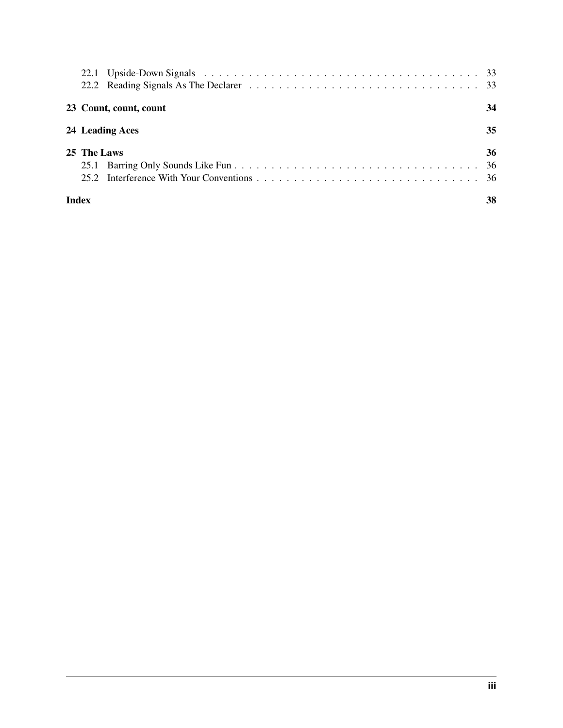22.1 Upside-Down Signals . . . . . . . . . . . . . . . . . . . . . . . . . . . . . . . . . . . . . . 33
22.2 Reading Signals As The Declarer . . . . . . . . . . . . . . . . . . . . . . . . . . . . . . . . 33

**23 Count, count, count** **34**

**24 Leading Aces** **35**

**25 The Laws** **36**
25.1 Barring Only Sounds Like Fun . . . . . . . . . . . . . . . . . . . . . . . . . . . . . . . . . . 36
25.2 Interference With Your Conventions . . . . . . . . . . . . . . . . . . . . . . . . . . . . . . 36

**Index** **38**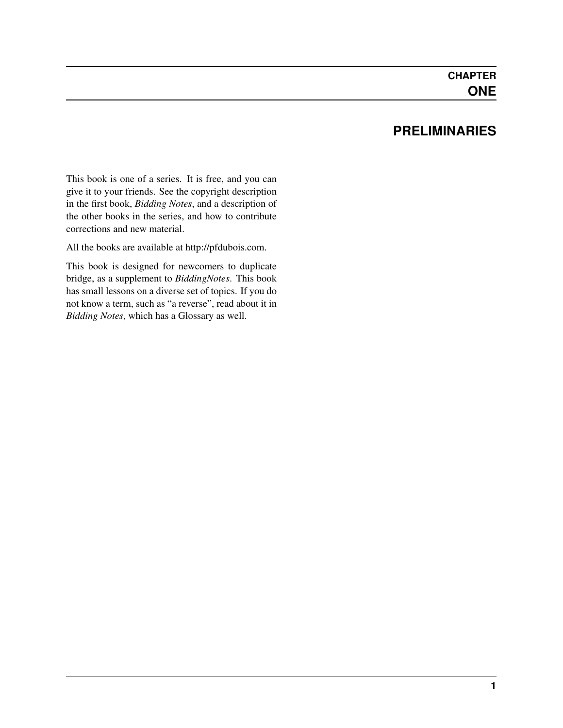# CHAPTER ONE

## PRELIMINARIES

This book is one of a series. It is free, and you can give it to your friends. See the copyright description in the first book, *Bidding Notes*, and a description of the other books in the series, and how to contribute corrections and new material.

All the books are available at http://pfdubois.com.

This book is designed for newcomers to duplicate bridge, as a supplement to *BiddingNotes*. This book has small lessons on a diverse set of topics. If you do not know a term, such as "a reverse", read about it in *Bidding Notes*, which has a Glossary as well.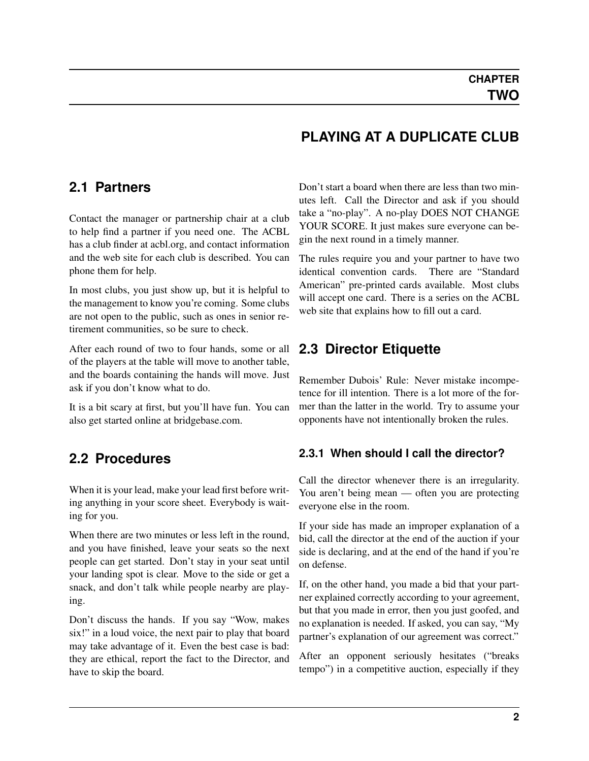# CHAPTER TWO

# PLAYING AT A DUPLICATE CLUB

## 2.1 Partners

Contact the manager or partnership chair at a club to help find a partner if you need one. The ACBL has a club finder at acbl.org, and contact information and the web site for each club is described. You can phone them for help.

In most clubs, you just show up, but it is helpful to the management to know you're coming. Some clubs are not open to the public, such as ones in senior retirement communities, so be sure to check.

After each round of two to four hands, some or all of the players at the table will move to another table, and the boards containing the hands will move. Just ask if you don't know what to do.

It is a bit scary at first, but you'll have fun. You can also get started online at bridgebase.com.

## 2.2 Procedures

When it is your lead, make your lead first before writing anything in your score sheet. Everybody is waiting for you.

When there are two minutes or less left in the round, and you have finished, leave your seats so the next people can get started. Don't stay in your seat until your landing spot is clear. Move to the side or get a snack, and don't talk while people nearby are playing.

Don't discuss the hands. If you say "Wow, makes six!" in a loud voice, the next pair to play that board may take advantage of it. Even the best case is bad: they are ethical, report the fact to the Director, and have to skip the board.

Don't start a board when there are less than two minutes left. Call the Director and ask if you should take a "no-play". A no-play DOES NOT CHANGE YOUR SCORE. It just makes sure everyone can begin the next round in a timely manner.

The rules require you and your partner to have two identical convention cards. There are "Standard American" pre-printed cards available. Most clubs will accept one card. There is a series on the ACBL web site that explains how to fill out a card.

## 2.3 Director Etiquette

Remember Dubois' Rule: Never mistake incompetence for ill intention. There is a lot more of the former than the latter in the world. Try to assume your opponents have not intentionally broken the rules.

### 2.3.1 When should I call the director?

Call the director whenever there is an irregularity. You aren't being mean — often you are protecting everyone else in the room.

If your side has made an improper explanation of a bid, call the director at the end of the auction if your side is declaring, and at the end of the hand if you're on defense.

If, on the other hand, you made a bid that your partner explained correctly according to your agreement, but that you made in error, then you just goofed, and no explanation is needed. If asked, you can say, "My partner's explanation of our agreement was correct."

After an opponent seriously hesitates ("breaks tempo") in a competitive auction, especially if they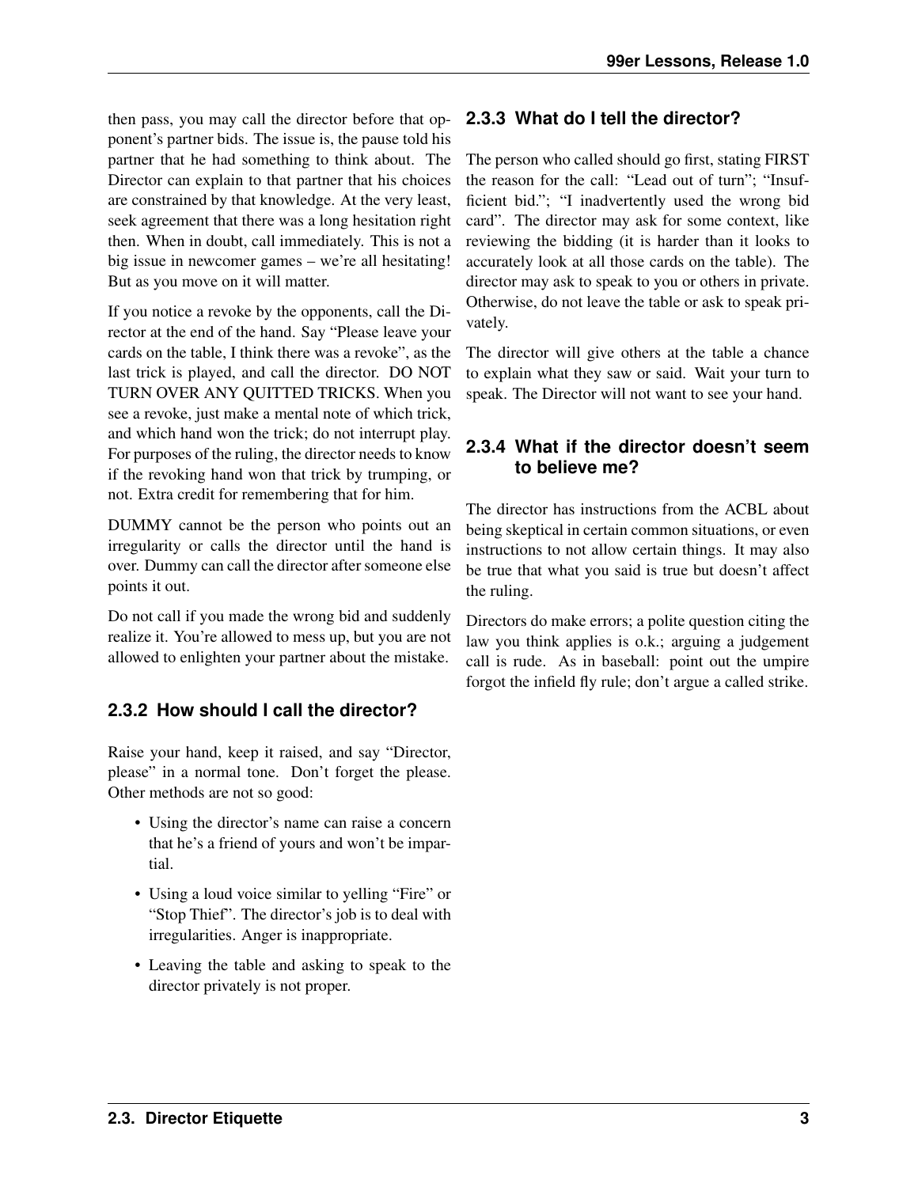then pass, you may call the director before that opponent's partner bids. The issue is, the pause told his partner that he had something to think about. The Director can explain to that partner that his choices are constrained by that knowledge. At the very least, seek agreement that there was a long hesitation right then. When in doubt, call immediately. This is not a big issue in newcomer games – we're all hesitating! But as you move on it will matter.

If you notice a revoke by the opponents, call the Director at the end of the hand. Say "Please leave your cards on the table, I think there was a revoke", as the last trick is played, and call the director. DO NOT TURN OVER ANY QUITTED TRICKS. When you see a revoke, just make a mental note of which trick, and which hand won the trick; do not interrupt play. For purposes of the ruling, the director needs to know if the revoking hand won that trick by trumping, or not. Extra credit for remembering that for him.

DUMMY cannot be the person who points out an irregularity or calls the director until the hand is over. Dummy can call the director after someone else points it out.

Do not call if you made the wrong bid and suddenly realize it. You're allowed to mess up, but you are not allowed to enlighten your partner about the mistake.

### 2.3.2 How should I call the director?

Raise your hand, keep it raised, and say "Director, please" in a normal tone. Don't forget the please. Other methods are not so good:

- Using the director's name can raise a concern that he's a friend of yours and won't be impartial.
- Using a loud voice similar to yelling "Fire" or "Stop Thief". The director's job is to deal with irregularities. Anger is inappropriate.
- Leaving the table and asking to speak to the director privately is not proper.

### 2.3.3 What do I tell the director?

The person who called should go first, stating FIRST the reason for the call: "Lead out of turn"; "Insufficient bid."; "I inadvertently used the wrong bid card". The director may ask for some context, like reviewing the bidding (it is harder than it looks to accurately look at all those cards on the table). The director may ask to speak to you or others in private. Otherwise, do not leave the table or ask to speak privately.

The director will give others at the table a chance to explain what they saw or said. Wait your turn to speak. The Director will not want to see your hand.

### 2.3.4 What if the director doesn't seem to believe me?

The director has instructions from the ACBL about being skeptical in certain common situations, or even instructions to not allow certain things. It may also be true that what you said is true but doesn't affect the ruling.

Directors do make errors; a polite question citing the law you think applies is o.k.; arguing a judgement call is rude. As in baseball: point out the umpire forgot the infield fly rule; don't argue a called strike.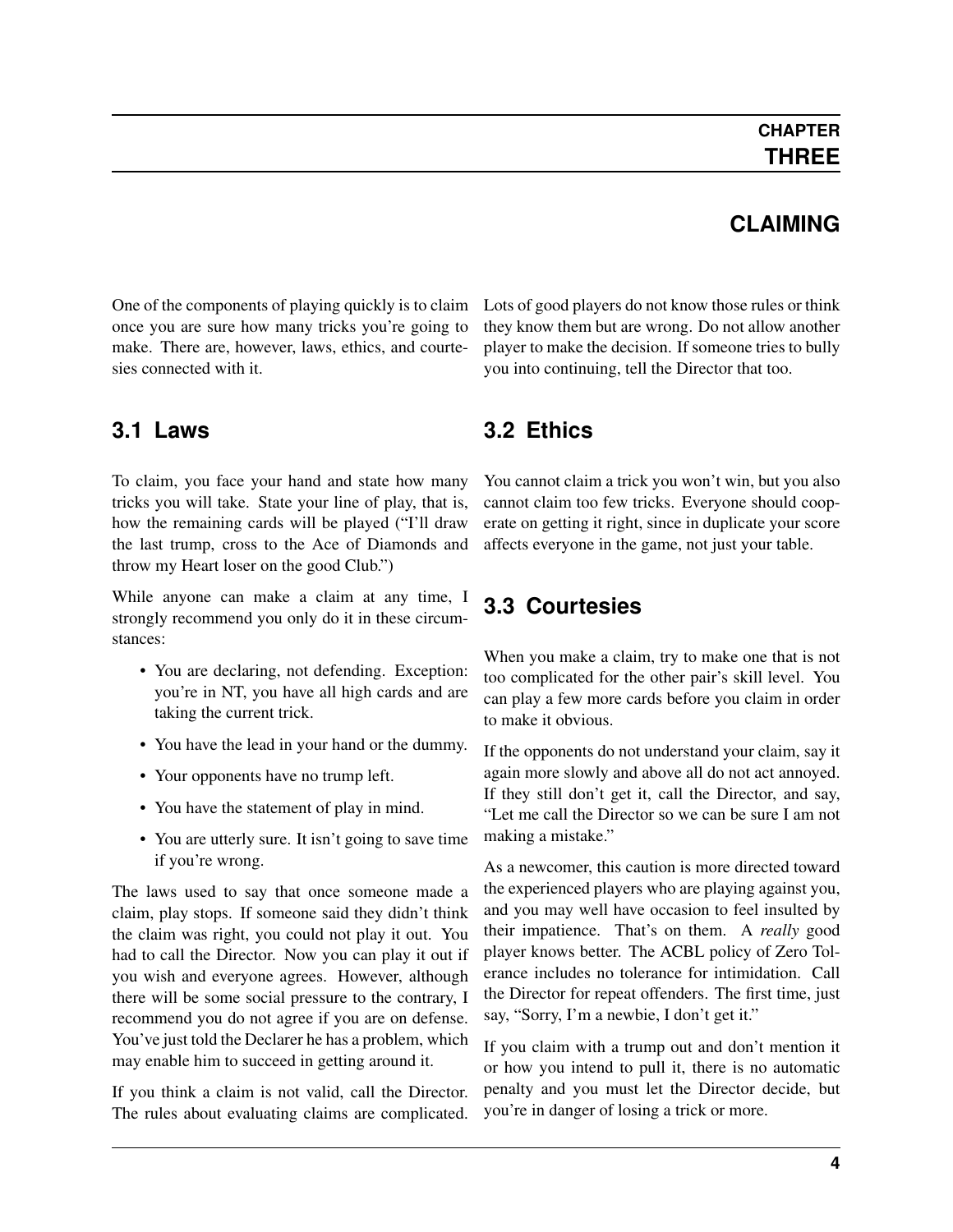# CHAPTER THREE

# CLAIMING

One of the components of playing quickly is to claim once you are sure how many tricks you're going to make. There are, however, laws, ethics, and courtesies connected with it.

## 3.1 Laws

To claim, you face your hand and state how many tricks you will take. State your line of play, that is, how the remaining cards will be played ("I'll draw the last trump, cross to the Ace of Diamonds and throw my Heart loser on the good Club.")

While anyone can make a claim at any time, I strongly recommend you only do it in these circumstances:

- You are declaring, not defending. Exception: you're in NT, you have all high cards and are taking the current trick.
- You have the lead in your hand or the dummy.
- Your opponents have no trump left.
- You have the statement of play in mind.
- You are utterly sure. It isn't going to save time if you're wrong.

The laws used to say that once someone made a claim, play stops. If someone said they didn't think the claim was right, you could not play it out. You had to call the Director. Now you can play it out if you wish and everyone agrees. However, although there will be some social pressure to the contrary, I recommend you do not agree if you are on defense. You've just told the Declarer he has a problem, which may enable him to succeed in getting around it.

If you think a claim is not valid, call the Director. The rules about evaluating claims are complicated. Lots of good players do not know those rules or think they know them but are wrong. Do not allow another player to make the decision. If someone tries to bully you into continuing, tell the Director that too.

## 3.2 Ethics

You cannot claim a trick you won't win, but you also cannot claim too few tricks. Everyone should cooperate on getting it right, since in duplicate your score affects everyone in the game, not just your table.

## 3.3 Courtesies

When you make a claim, try to make one that is not too complicated for the other pair's skill level. You can play a few more cards before you claim in order to make it obvious.

If the opponents do not understand your claim, say it again more slowly and above all do not act annoyed. If they still don't get it, call the Director, and say, "Let me call the Director so we can be sure I am not making a mistake."

As a newcomer, this caution is more directed toward the experienced players who are playing against you, and you may well have occasion to feel insulted by their impatience. That's on them. A *really* good player knows better. The ACBL policy of Zero Tolerance includes no tolerance for intimidation. Call the Director for repeat offenders. The first time, just say, "Sorry, I'm a newbie, I don't get it."

If you claim with a trump out and don't mention it or how you intend to pull it, there is no automatic penalty and you must let the Director decide, but you're in danger of losing a trick or more.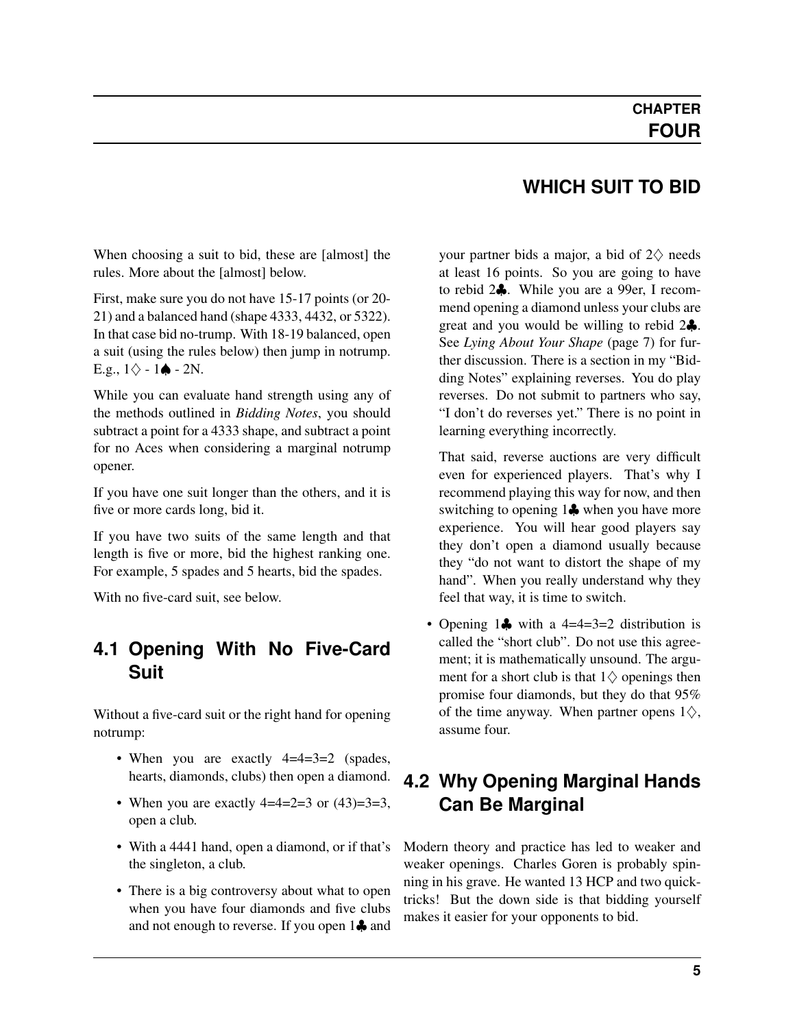# CHAPTER FOUR

## WHICH SUIT TO BID

When choosing a suit to bid, these are [almost] the rules. More about the [almost] below.

First, make sure you do not have 15-17 points (or 20-21) and a balanced hand (shape 4333, 4432, or 5322). In that case bid no-trump. With 18-19 balanced, open a suit (using the rules below) then jump in notrump. E.g., 1♢ - 1♠ - 2N.

While you can evaluate hand strength using any of the methods outlined in *Bidding Notes*, you should subtract a point for a 4333 shape, and subtract a point for no Aces when considering a marginal notrump opener.

If you have one suit longer than the others, and it is five or more cards long, bid it.

If you have two suits of the same length and that length is five or more, bid the highest ranking one. For example, 5 spades and 5 hearts, bid the spades.

With no five-card suit, see below.

### 4.1 Opening With No Five-Card Suit

Without a five-card suit or the right hand for opening notrump:

- When you are exactly 4=4=3=2 (spades, hearts, diamonds, clubs) then open a diamond.
- When you are exactly 4=4=2=3 or (43)=3=3, open a club.
- With a 4441 hand, open a diamond, or if that's the singleton, a club.
- There is a big controversy about what to open when you have four diamonds and five clubs and not enough to reverse. If you open 1♣ and your partner bids a major, a bid of 2♢ needs at least 16 points. So you are going to have to rebid 2♣. While you are a 99er, I recommend opening a diamond unless your clubs are great and you would be willing to rebid 2♣. See *Lying About Your Shape* (page 7) for further discussion. There is a section in my "Bidding Notes" explaining reverses. You do play reverses. Do not submit to partners who say, "I don't do reverses yet." There is no point in learning everything incorrectly.

  That said, reverse auctions are very difficult even for experienced players. That's why I recommend playing this way for now, and then switching to opening 1♣ when you have more experience. You will hear good players say they don't open a diamond usually because they "do not want to distort the shape of my hand". When you really understand why they feel that way, it is time to switch.
- Opening 1♣ with a 4=4=3=2 distribution is called the "short club". Do not use this agreement; it is mathematically unsound. The argument for a short club is that 1♢ openings then promise four diamonds, but they do that 95% of the time anyway. When partner opens 1♢, assume four.

### 4.2 Why Opening Marginal Hands Can Be Marginal

Modern theory and practice has led to weaker and weaker openings. Charles Goren is probably spinning in his grave. He wanted 13 HCP and two quick-tricks! But the down side is that bidding yourself makes it easier for your opponents to bid.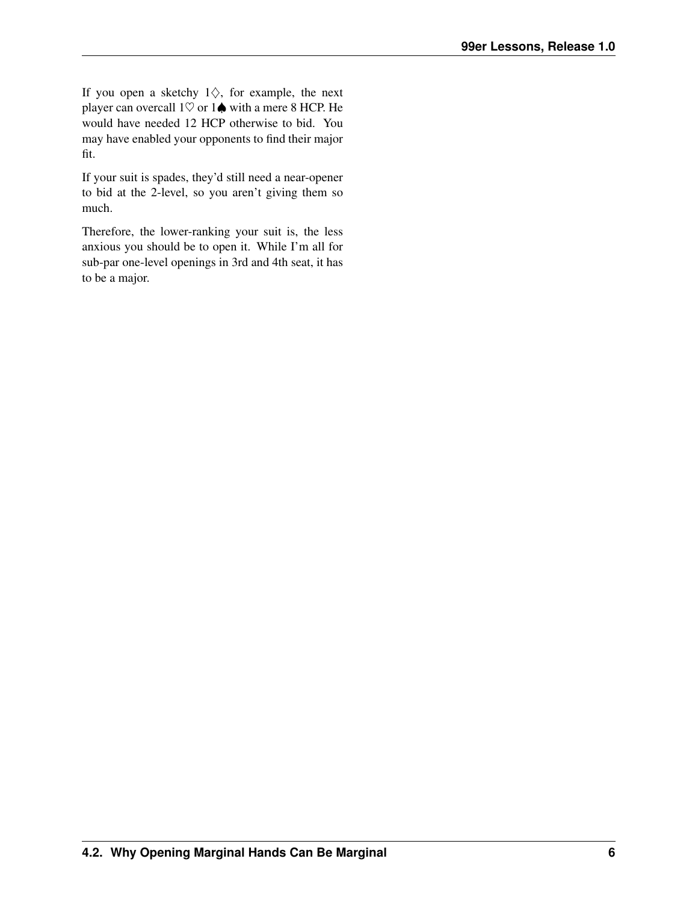If you open a sketchy 1♢, for example, the next player can overcall 1♡ or 1♠ with a mere 8 HCP. He would have needed 12 HCP otherwise to bid. You may have enabled your opponents to find their major fit.

If your suit is spades, they'd still need a near-opener to bid at the 2-level, so you aren't giving them so much.

Therefore, the lower-ranking your suit is, the less anxious you should be to open it. While I'm all for sub-par one-level openings in 3rd and 4th seat, it has to be a major.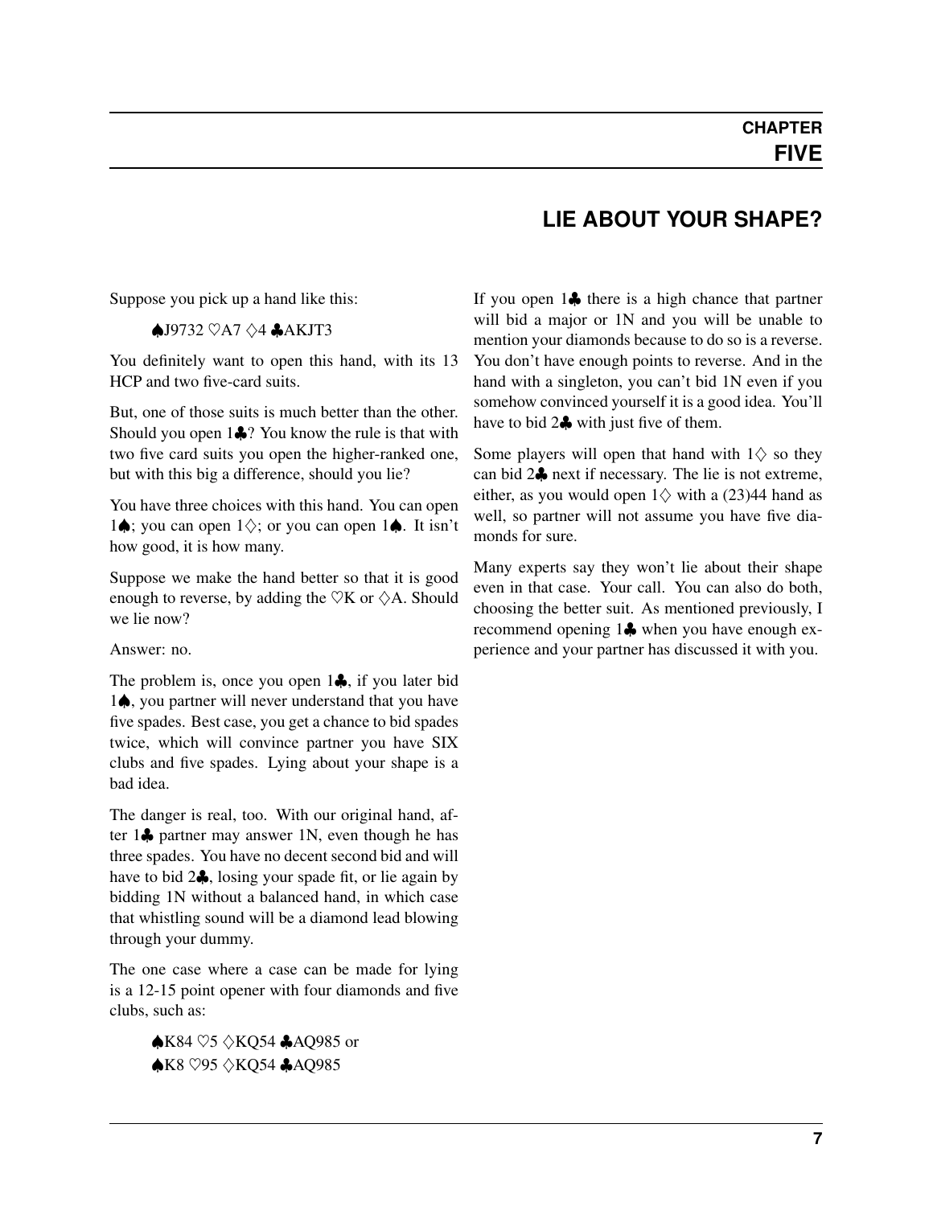# CHAPTER FIVE

## LIE ABOUT YOUR SHAPE?

Suppose you pick up a hand like this:

> ♠J9732 ♡A7 ♢4 ♣AKJT3

You definitely want to open this hand, with its 13 HCP and two five-card suits.

But, one of those suits is much better than the other. Should you open 1♣? You know the rule is that with two five card suits you open the higher-ranked one, but with this big a difference, should you lie?

You have three choices with this hand. You can open 1♠; you can open 1♢; or you can open 1♠. It isn't how good, it is how many.

Suppose we make the hand better so that it is good enough to reverse, by adding the ♡K or ♢A. Should we lie now?

Answer: no.

The problem is, once you open 1♣, if you later bid 1♠, you partner will never understand that you have five spades. Best case, you get a chance to bid spades twice, which will convince partner you have SIX clubs and five spades. Lying about your shape is a bad idea.

The danger is real, too. With our original hand, after 1♣ partner may answer 1N, even though he has three spades. You have no decent second bid and will have to bid 2♣, losing your spade fit, or lie again by bidding 1N without a balanced hand, in which case that whistling sound will be a diamond lead blowing through your dummy.

The one case where a case can be made for lying is a 12-15 point opener with four diamonds and five clubs, such as:

> ♠K84 ♡5 ♢KQ54 ♣AQ985 or
> ♠K8 ♡95 ♢KQ54 ♣AQ985

If you open 1♣ there is a high chance that partner will bid a major or 1N and you will be unable to mention your diamonds because to do so is a reverse. You don't have enough points to reverse. And in the hand with a singleton, you can't bid 1N even if you somehow convinced yourself it is a good idea. You'll have to bid 2♣ with just five of them.

Some players will open that hand with 1♢ so they can bid 2♣ next if necessary. The lie is not extreme, either, as you would open 1♢ with a (23)44 hand as well, so partner will not assume you have five diamonds for sure.

Many experts say they won't lie about their shape even in that case. Your call. You can also do both, choosing the better suit. As mentioned previously, I recommend opening 1♣ when you have enough experience and your partner has discussed it with you.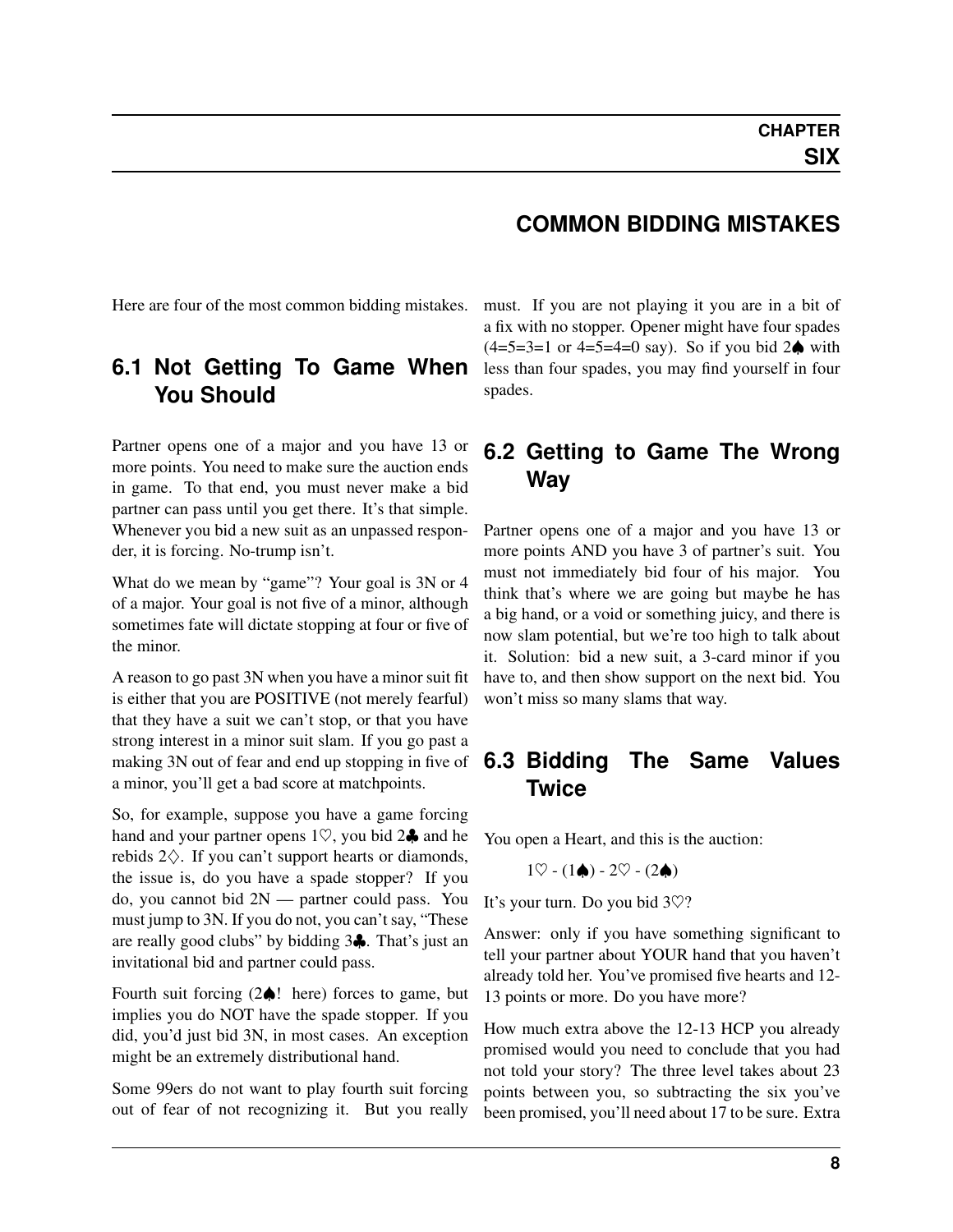# CHAPTER SIX

## COMMON BIDDING MISTAKES

Here are four of the most common bidding mistakes.

### 6.1 Not Getting To Game When You Should

Partner opens one of a major and you have 13 or more points. You need to make sure the auction ends in game. To that end, you must never make a bid partner can pass until you get there. It's that simple. Whenever you bid a new suit as an unpassed responder, it is forcing. No-trump isn't.

What do we mean by "game"? Your goal is 3N or 4 of a major. Your goal is not five of a minor, although sometimes fate will dictate stopping at four or five of the minor.

A reason to go past 3N when you have a minor suit fit is either that you are POSITIVE (not merely fearful) that they have a suit we can't stop, or that you have strong interest in a minor suit slam. If you go past a making 3N out of fear and end up stopping in five of a minor, you'll get a bad score at matchpoints.

So, for example, suppose you have a game forcing hand and your partner opens 1♡, you bid 2♣ and he rebids 2♢. If you can't support hearts or diamonds, the issue is, do you have a spade stopper? If you do, you cannot bid 2N — partner could pass. You must jump to 3N. If you do not, you can't say, "These are really good clubs" by bidding 3♣. That's just an invitational bid and partner could pass.

Fourth suit forcing (2♠! here) forces to game, but implies you do NOT have the spade stopper. If you did, you'd just bid 3N, in most cases. An exception might be an extremely distributional hand.

Some 99ers do not want to play fourth suit forcing out of fear of not recognizing it. But you really must. If you are not playing it you are in a bit of a fix with no stopper. Opener might have four spades (4=5=3=1 or 4=5=4=0 say). So if you bid 2♠ with less than four spades, you may find yourself in four spades.

### 6.2 Getting to Game The Wrong Way

Partner opens one of a major and you have 13 or more points AND you have 3 of partner's suit. You must not immediately bid four of his major. You think that's where we are going but maybe he has a big hand, or a void or something juicy, and there is now slam potential, but we're too high to talk about it. Solution: bid a new suit, a 3-card minor if you have to, and then show support on the next bid. You won't miss so many slams that way.

### 6.3 Bidding The Same Values Twice

You open a Heart, and this is the auction:

1♡ - (1♠) - 2♡ - (2♠)

It's your turn. Do you bid 3♡?

Answer: only if you have something significant to tell your partner about YOUR hand that you haven't already told her. You've promised five hearts and 12-13 points or more. Do you have more?

How much extra above the 12-13 HCP you already promised would you need to conclude that you had not told your story? The three level takes about 23 points between you, so subtracting the six you've been promised, you'll need about 17 to be sure. Extra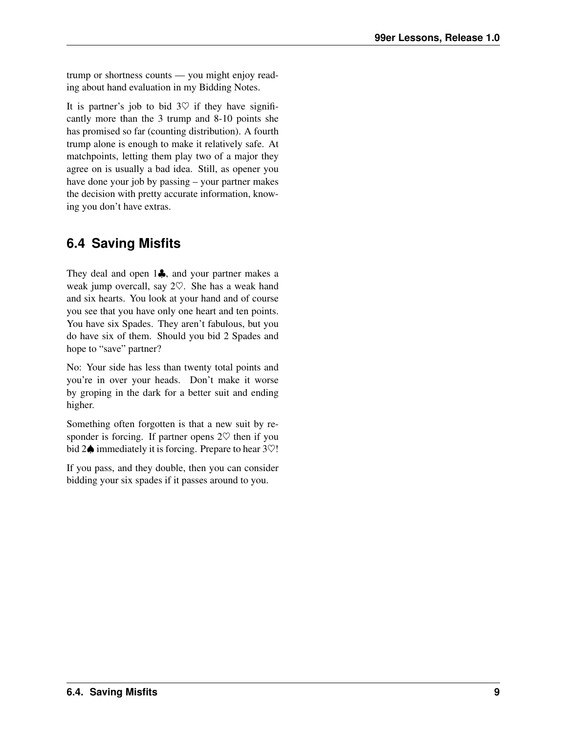trump or shortness counts — you might enjoy reading about hand evaluation in my Bidding Notes.

It is partner's job to bid 3♡ if they have significantly more than the 3 trump and 8-10 points she has promised so far (counting distribution). A fourth trump alone is enough to make it relatively safe. At matchpoints, letting them play two of a major they agree on is usually a bad idea. Still, as opener you have done your job by passing – your partner makes the decision with pretty accurate information, knowing you don't have extras.

## 6.4 Saving Misfits

They deal and open 1♣, and your partner makes a weak jump overcall, say 2♡. She has a weak hand and six hearts. You look at your hand and of course you see that you have only one heart and ten points. You have six Spades. They aren't fabulous, but you do have six of them. Should you bid 2 Spades and hope to "save" partner?

No: Your side has less than twenty total points and you're in over your heads. Don't make it worse by groping in the dark for a better suit and ending higher.

Something often forgotten is that a new suit by responder is forcing. If partner opens 2♡ then if you bid 2♠ immediately it is forcing. Prepare to hear 3♡!

If you pass, and they double, then you can consider bidding your six spades if it passes around to you.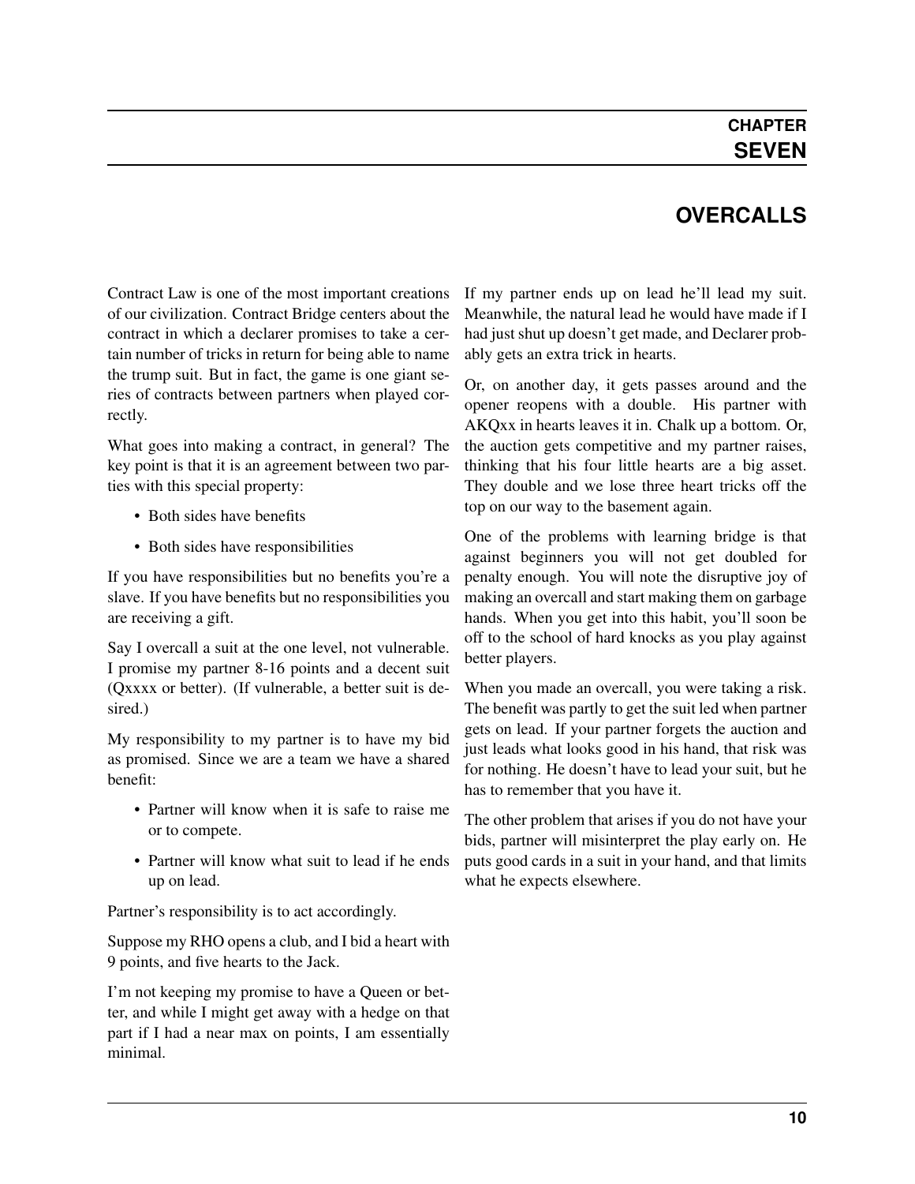# CHAPTER SEVEN

## OVERCALLS

Contract Law is one of the most important creations of our civilization. Contract Bridge centers about the contract in which a declarer promises to take a certain number of tricks in return for being able to name the trump suit. But in fact, the game is one giant series of contracts between partners when played correctly.

What goes into making a contract, in general? The key point is that it is an agreement between two parties with this special property:

- Both sides have benefits
- Both sides have responsibilities

If you have responsibilities but no benefits you're a slave. If you have benefits but no responsibilities you are receiving a gift.

Say I overcall a suit at the one level, not vulnerable. I promise my partner 8-16 points and a decent suit (Qxxxx or better). (If vulnerable, a better suit is desired.)

My responsibility to my partner is to have my bid as promised. Since we are a team we have a shared benefit:

- Partner will know when it is safe to raise me or to compete.
- Partner will know what suit to lead if he ends up on lead.

Partner's responsibility is to act accordingly.

Suppose my RHO opens a club, and I bid a heart with 9 points, and five hearts to the Jack.

I'm not keeping my promise to have a Queen or better, and while I might get away with a hedge on that part if I had a near max on points, I am essentially minimal.

If my partner ends up on lead he'll lead my suit. Meanwhile, the natural lead he would have made if I had just shut up doesn't get made, and Declarer probably gets an extra trick in hearts.

Or, on another day, it gets passes around and the opener reopens with a double. His partner with AKQxx in hearts leaves it in. Chalk up a bottom. Or, the auction gets competitive and my partner raises, thinking that his four little hearts are a big asset. They double and we lose three heart tricks off the top on our way to the basement again.

One of the problems with learning bridge is that against beginners you will not get doubled for penalty enough. You will note the disruptive joy of making an overcall and start making them on garbage hands. When you get into this habit, you'll soon be off to the school of hard knocks as you play against better players.

When you made an overcall, you were taking a risk. The benefit was partly to get the suit led when partner gets on lead. If your partner forgets the auction and just leads what looks good in his hand, that risk was for nothing. He doesn't have to lead your suit, but he has to remember that you have it.

The other problem that arises if you do not have your bids, partner will misinterpret the play early on. He puts good cards in a suit in your hand, and that limits what he expects elsewhere.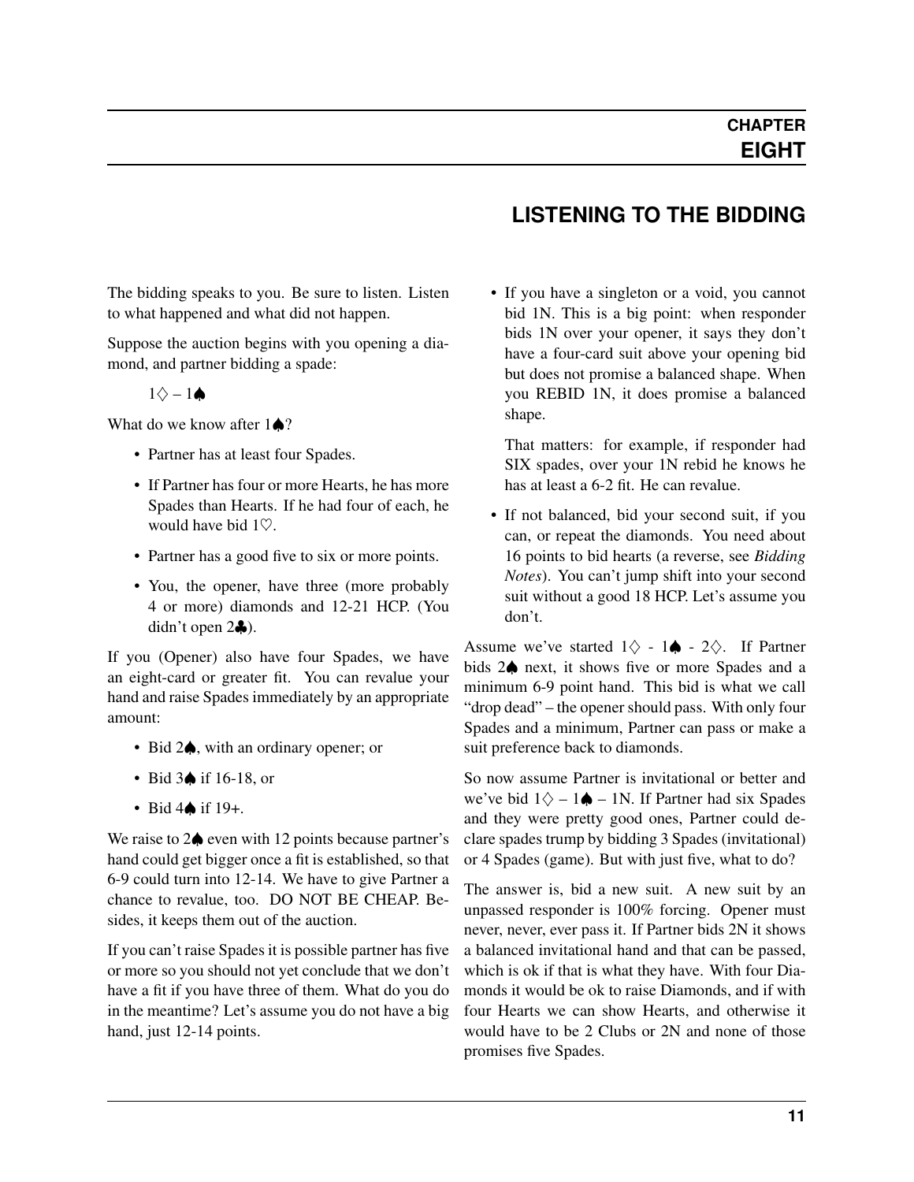# CHAPTER EIGHT

## LISTENING TO THE BIDDING

The bidding speaks to you. Be sure to listen. Listen to what happened and what did not happen.

Suppose the auction begins with you opening a diamond, and partner bidding a spade:

1♢ – 1♠

What do we know after 1♠?

- Partner has at least four Spades.
- If Partner has four or more Hearts, he has more Spades than Hearts. If he had four of each, he would have bid 1♡.
- Partner has a good five to six or more points.
- You, the opener, have three (more probably 4 or more) diamonds and 12-21 HCP. (You didn't open 2♣).

If you (Opener) also have four Spades, we have an eight-card or greater fit. You can revalue your hand and raise Spades immediately by an appropriate amount:

- Bid 2♠, with an ordinary opener; or
- Bid 3♠ if 16-18, or
- Bid 4♠ if 19+.

We raise to 2♠ even with 12 points because partner's hand could get bigger once a fit is established, so that 6-9 could turn into 12-14. We have to give Partner a chance to revalue, too. DO NOT BE CHEAP. Besides, it keeps them out of the auction.

If you can't raise Spades it is possible partner has five or more so you should not yet conclude that we don't have a fit if you have three of them. What do you do in the meantime? Let's assume you do not have a big hand, just 12-14 points.

- If you have a singleton or a void, you cannot bid 1N. This is a big point: when responder bids 1N over your opener, it says they don't have a four-card suit above your opening bid but does not promise a balanced shape. When you REBID 1N, it does promise a balanced shape.

  That matters: for example, if responder had SIX spades, over your 1N rebid he knows he has at least a 6-2 fit. He can revalue.

- If not balanced, bid your second suit, if you can, or repeat the diamonds. You need about 16 points to bid hearts (a reverse, see *Bidding Notes*). You can't jump shift into your second suit without a good 18 HCP. Let's assume you don't.

Assume we've started 1♢ - 1♠ - 2♢. If Partner bids 2♠ next, it shows five or more Spades and a minimum 6-9 point hand. This bid is what we call "drop dead" – the opener should pass. With only four Spades and a minimum, Partner can pass or make a suit preference back to diamonds.

So now assume Partner is invitational or better and we've bid 1♢ – 1♠ – 1N. If Partner had six Spades and they were pretty good ones, Partner could declare spades trump by bidding 3 Spades (invitational) or 4 Spades (game). But with just five, what to do?

The answer is, bid a new suit. A new suit by an unpassed responder is 100% forcing. Opener must never, never, ever pass it. If Partner bids 2N it shows a balanced invitational hand and that can be passed, which is ok if that is what they have. With four Diamonds it would be ok to raise Diamonds, and if with four Hearts we can show Hearts, and otherwise it would have to be 2 Clubs or 2N and none of those promises five Spades.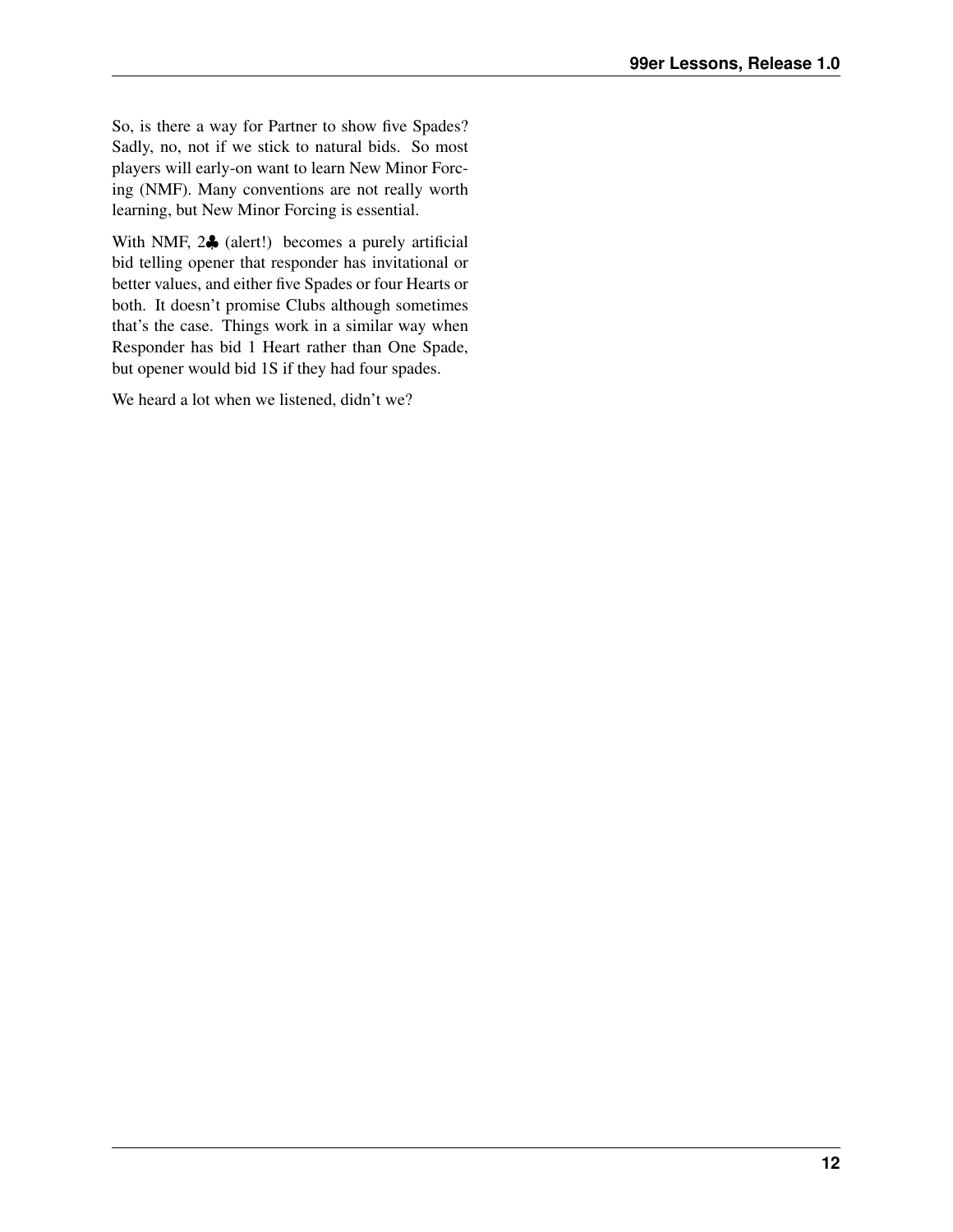So, is there a way for Partner to show five Spades? Sadly, no, not if we stick to natural bids. So most players will early-on want to learn New Minor Forcing (NMF). Many conventions are not really worth learning, but New Minor Forcing is essential.

With NMF, 2♣ (alert!) becomes a purely artificial bid telling opener that responder has invitational or better values, and either five Spades or four Hearts or both. It doesn't promise Clubs although sometimes that's the case. Things work in a similar way when Responder has bid 1 Heart rather than One Spade, but opener would bid 1S if they had four spades.

We heard a lot when we listened, didn't we?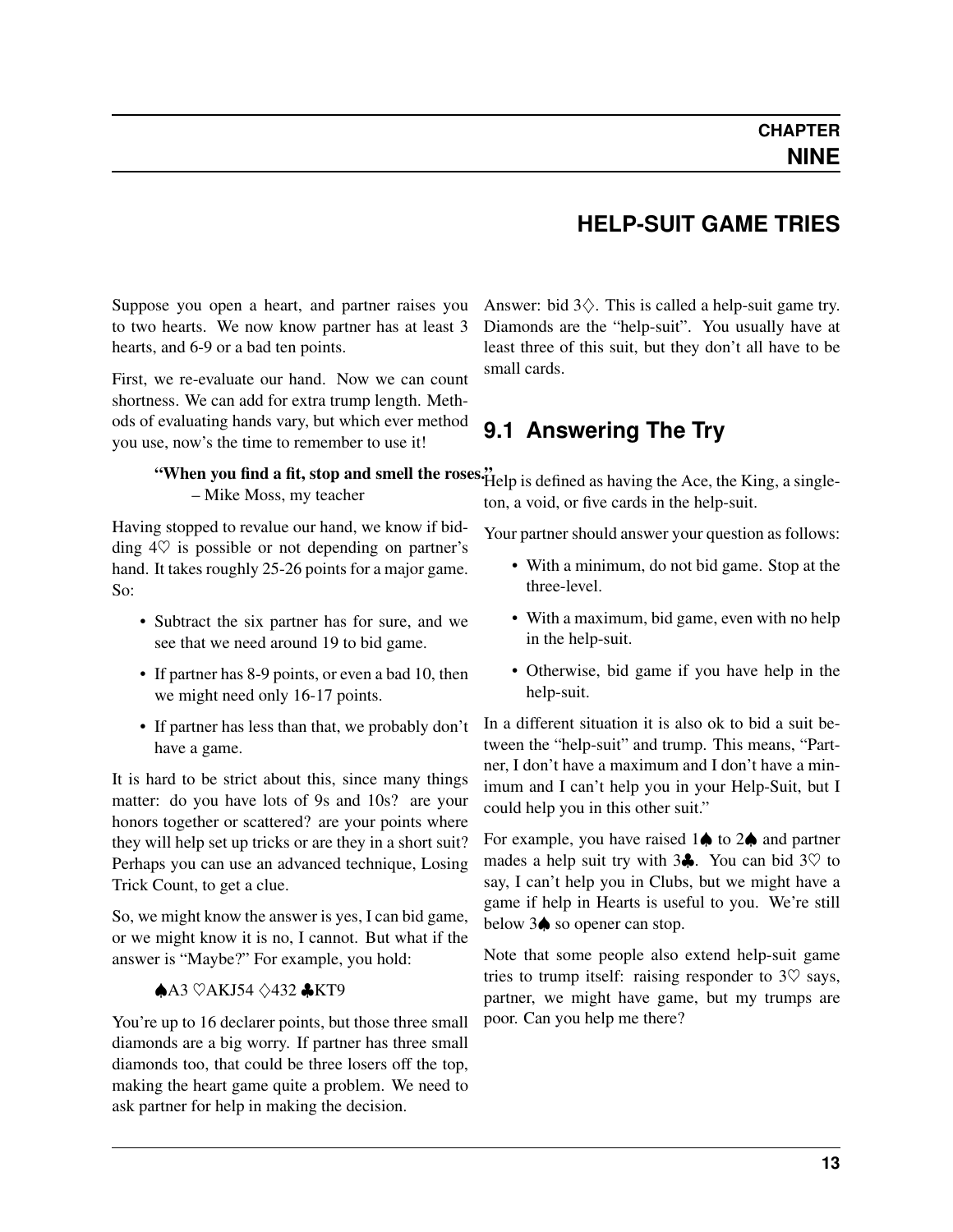# CHAPTER NINE

# HELP-SUIT GAME TRIES

Suppose you open a heart, and partner raises you to two hearts. We now know partner has at least 3 hearts, and 6-9 or a bad ten points.

First, we re-evaluate our hand. Now we can count shortness. We can add for extra trump length. Methods of evaluating hands vary, but which ever method you use, now's the time to remember to use it!

> **"When you find a fit, stop and smell the roses."**
> – Mike Moss, my teacher

Having stopped to revalue our hand, we know if bidding 4♡ is possible or not depending on partner's hand. It takes roughly 25-26 points for a major game. So:

- Subtract the six partner has for sure, and we see that we need around 19 to bid game.
- If partner has 8-9 points, or even a bad 10, then we might need only 16-17 points.
- If partner has less than that, we probably don't have a game.

It is hard to be strict about this, since many things matter: do you have lots of 9s and 10s? are your honors together or scattered? are your points where they will help set up tricks or are they in a short suit? Perhaps you can use an advanced technique, Losing Trick Count, to get a clue.

So, we might know the answer is yes, I can bid game, or we might know it is no, I cannot. But what if the answer is "Maybe?" For example, you hold:

> ♠A3 ♡AKJ54 ♢432 ♣KT9

You're up to 16 declarer points, but those three small diamonds are a big worry. If partner has three small diamonds too, that could be three losers off the top, making the heart game quite a problem. We need to ask partner for help in making the decision.

Answer: bid 3♢. This is called a help-suit game try. Diamonds are the "help-suit". You usually have at least three of this suit, but they don't all have to be small cards.

## 9.1 Answering The Try

Help is defined as having the Ace, the King, a singleton, a void, or five cards in the help-suit.

Your partner should answer your question as follows:

- With a minimum, do not bid game. Stop at the three-level.
- With a maximum, bid game, even with no help in the help-suit.
- Otherwise, bid game if you have help in the help-suit.

In a different situation it is also ok to bid a suit between the "help-suit" and trump. This means, "Partner, I don't have a maximum and I don't have a minimum and I can't help you in your Help-Suit, but I could help you in this other suit."

For example, you have raised 1♠ to 2♠ and partner mades a help suit try with 3♣. You can bid 3♡ to say, I can't help you in Clubs, but we might have a game if help in Hearts is useful to you. We're still below 3♠ so opener can stop.

Note that some people also extend help-suit game tries to trump itself: raising responder to 3♡ says, partner, we might have game, but my trumps are poor. Can you help me there?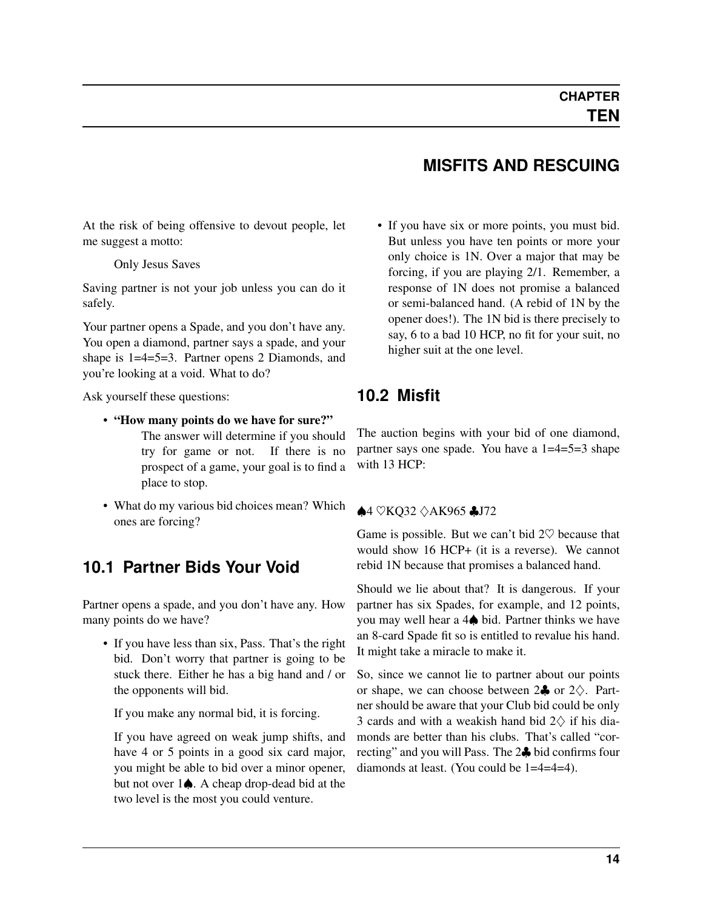# CHAPTER TEN

# MISFITS AND RESCUING

At the risk of being offensive to devout people, let me suggest a motto:

> Only Jesus Saves

Saving partner is not your job unless you can do it safely.

Your partner opens a Spade, and you don't have any. You open a diamond, partner says a spade, and your shape is 1=4=5=3. Partner opens 2 Diamonds, and you're looking at a void. What to do?

Ask yourself these questions:

- **"How many points do we have for sure?"**
  
  The answer will determine if you should try for game or not. If there is no prospect of a game, your goal is to find a place to stop.

- What do my various bid choices mean? Which ones are forcing?

## 10.1 Partner Bids Your Void

Partner opens a spade, and you don't have any. How many points do we have?

- If you have less than six, Pass. That's the right bid. Don't worry that partner is going to be stuck there. Either he has a big hand and / or the opponents will bid.

  If you make any normal bid, it is forcing.

  If you have agreed on weak jump shifts, and have 4 or 5 points in a good six card major, you might be able to bid over a minor opener, but not over 1♠. A cheap drop-dead bid at the two level is the most you could venture.

- If you have six or more points, you must bid. But unless you have ten points or more your only choice is 1N. Over a major that may be forcing, if you are playing 2/1. Remember, a response of 1N does not promise a balanced or semi-balanced hand. (A rebid of 1N by the opener does!). The 1N bid is there precisely to say, 6 to a bad 10 HCP, no fit for your suit, no higher suit at the one level.

## 10.2 Misfit

The auction begins with your bid of one diamond, partner says one spade. You have a 1=4=5=3 shape with 13 HCP:

♠4 ♡KQ32 ♢AK965 ♣J72

Game is possible. But we can't bid 2♡ because that would show 16 HCP+ (it is a reverse). We cannot rebid 1N because that promises a balanced hand.

Should we lie about that? It is dangerous. If your partner has six Spades, for example, and 12 points, you may well hear a 4♠ bid. Partner thinks we have an 8-card Spade fit so is entitled to revalue his hand. It might take a miracle to make it.

So, since we cannot lie to partner about our points or shape, we can choose between 2♣ or 2♢. Partner should be aware that your Club bid could be only 3 cards and with a weakish hand bid 2♢ if his diamonds are better than his clubs. That's called "correcting" and you will Pass. The 2♣ bid confirms four diamonds at least. (You could be 1=4=4=4).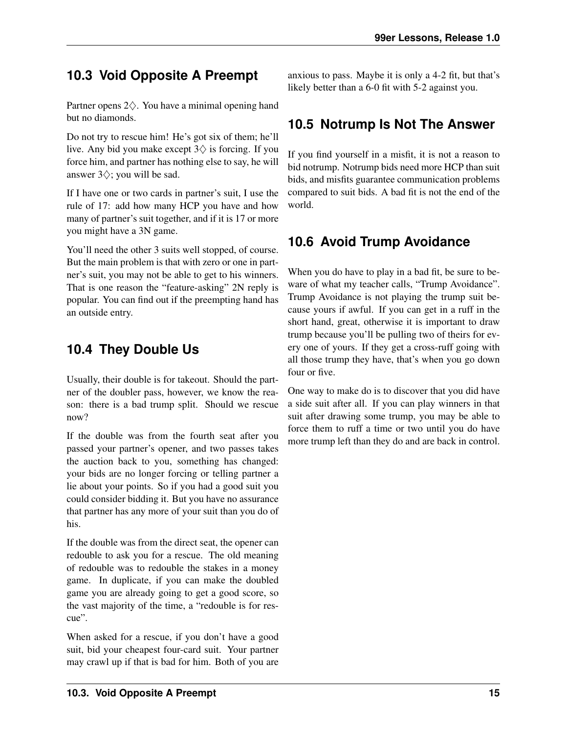## 10.3 Void Opposite A Preempt

Partner opens 2♢. You have a minimal opening hand but no diamonds.

Do not try to rescue him! He's got six of them; he'll live. Any bid you make except 3♢ is forcing. If you force him, and partner has nothing else to say, he will answer 3♢; you will be sad.

If I have one or two cards in partner's suit, I use the rule of 17: add how many HCP you have and how many of partner's suit together, and if it is 17 or more you might have a 3N game.

You'll need the other 3 suits well stopped, of course. But the main problem is that with zero or one in partner's suit, you may not be able to get to his winners. That is one reason the "feature-asking" 2N reply is popular. You can find out if the preempting hand has an outside entry.

## 10.4 They Double Us

Usually, their double is for takeout. Should the partner of the doubler pass, however, we know the reason: there is a bad trump split. Should we rescue now?

If the double was from the fourth seat after you passed your partner's opener, and two passes takes the auction back to you, something has changed: your bids are no longer forcing or telling partner a lie about your points. So if you had a good suit you could consider bidding it. But you have no assurance that partner has any more of your suit than you do of his.

If the double was from the direct seat, the opener can redouble to ask you for a rescue. The old meaning of redouble was to redouble the stakes in a money game. In duplicate, if you can make the doubled game you are already going to get a good score, so the vast majority of the time, a "redouble is for rescue".

When asked for a rescue, if you don't have a good suit, bid your cheapest four-card suit. Your partner may crawl up if that is bad for him. Both of you are anxious to pass. Maybe it is only a 4-2 fit, but that's likely better than a 6-0 fit with 5-2 against you.

## 10.5 Notrump Is Not The Answer

If you find yourself in a misfit, it is not a reason to bid notrump. Notrump bids need more HCP than suit bids, and misfits guarantee communication problems compared to suit bids. A bad fit is not the end of the world.

## 10.6 Avoid Trump Avoidance

When you do have to play in a bad fit, be sure to beware of what my teacher calls, "Trump Avoidance". Trump Avoidance is not playing the trump suit because yours if awful. If you can get in a ruff in the short hand, great, otherwise it is important to draw trump because you'll be pulling two of theirs for every one of yours. If they get a cross-ruff going with all those trump they have, that's when you go down four or five.

One way to make do is to discover that you did have a side suit after all. If you can play winners in that suit after drawing some trump, you may be able to force them to ruff a time or two until you do have more trump left than they do and are back in control.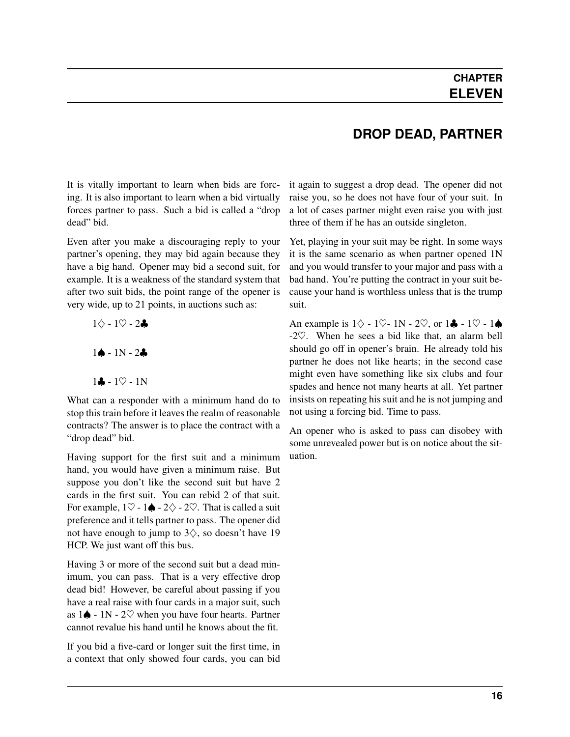## CHAPTER ELEVEN

# DROP DEAD, PARTNER

It is vitally important to learn when bids are forcing. It is also important to learn when a bid virtually forces partner to pass. Such a bid is called a "drop dead" bid.

Even after you make a discouraging reply to your partner's opening, they may bid again because they have a big hand. Opener may bid a second suit, for example. It is a weakness of the standard system that after two suit bids, the point range of the opener is very wide, up to 21 points, in auctions such as:

1♢ - 1♡ - 2♣

1♠ - 1N - 2♣

1♣ - 1♡ - 1N

What can a responder with a minimum hand do to stop this train before it leaves the realm of reasonable contracts? The answer is to place the contract with a "drop dead" bid.

Having support for the first suit and a minimum hand, you would have given a minimum raise. But suppose you don't like the second suit but have 2 cards in the first suit. You can rebid 2 of that suit. For example, 1♡ - 1♠ - 2♢ - 2♡. That is called a suit preference and it tells partner to pass. The opener did not have enough to jump to 3♢, so doesn't have 19 HCP. We just want off this bus.

Having 3 or more of the second suit but a dead minimum, you can pass. That is a very effective drop dead bid! However, be careful about passing if you have a real raise with four cards in a major suit, such as 1♠ - 1N - 2♡ when you have four hearts. Partner cannot revalue his hand until he knows about the fit.

If you bid a five-card or longer suit the first time, in a context that only showed four cards, you can bid it again to suggest a drop dead. The opener did not raise you, so he does not have four of your suit. In a lot of cases partner might even raise you with just three of them if he has an outside singleton.

Yet, playing in your suit may be right. In some ways it is the same scenario as when partner opened 1N and you would transfer to your major and pass with a bad hand. You're putting the contract in your suit because your hand is worthless unless that is the trump suit.

An example is 1♢ - 1♡- 1N - 2♡, or 1♣ - 1♡ - 1♠ -2♡. When he sees a bid like that, an alarm bell should go off in opener's brain. He already told his partner he does not like hearts; in the second case might even have something like six clubs and four spades and hence not many hearts at all. Yet partner insists on repeating his suit and he is not jumping and not using a forcing bid. Time to pass.

An opener who is asked to pass can disobey with some unrevealed power but is on notice about the situation.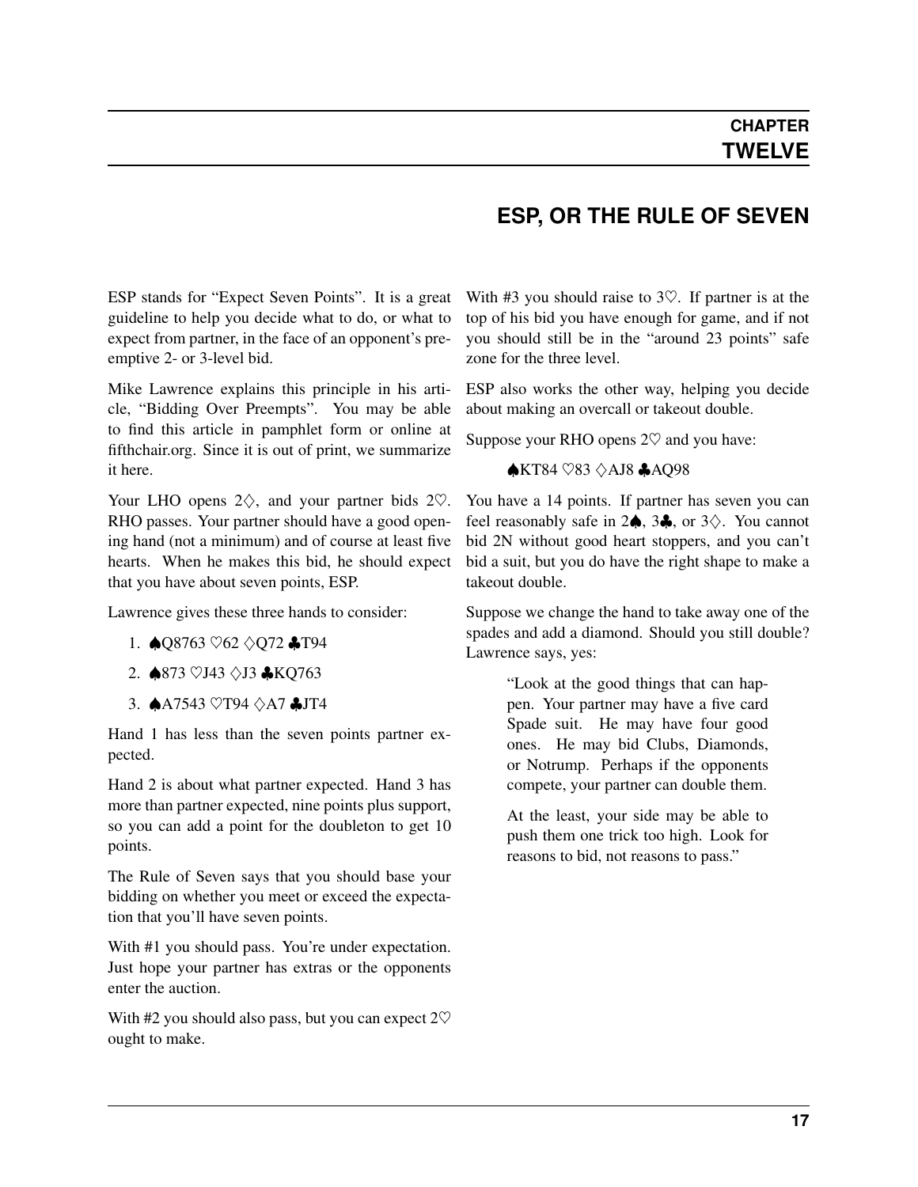# CHAPTER TWELVE

## ESP, OR THE RULE OF SEVEN

ESP stands for "Expect Seven Points". It is a great guideline to help you decide what to do, or what to expect from partner, in the face of an opponent's preemptive 2- or 3-level bid.

Mike Lawrence explains this principle in his article, "Bidding Over Preempts". You may be able to find this article in pamphlet form or online at fifthchair.org. Since it is out of print, we summarize it here.

Your LHO opens 2♢, and your partner bids 2♡. RHO passes. Your partner should have a good opening hand (not a minimum) and of course at least five hearts. When he makes this bid, he should expect that you have about seven points, ESP.

Lawrence gives these three hands to consider:

1. ♠Q8763 ♡62 ♢Q72 ♣T94
2. ♠873 ♡J43 ♢J3 ♣KQ763
3. ♠A7543 ♡T94 ♢A7 ♣JT4

Hand 1 has less than the seven points partner expected.

Hand 2 is about what partner expected. Hand 3 has more than partner expected, nine points plus support, so you can add a point for the doubleton to get 10 points.

The Rule of Seven says that you should base your bidding on whether you meet or exceed the expectation that you'll have seven points.

With #1 you should pass. You're under expectation. Just hope your partner has extras or the opponents enter the auction.

With #2 you should also pass, but you can expect 2♡ ought to make.

With #3 you should raise to 3♡. If partner is at the top of his bid you have enough for game, and if not you should still be in the "around 23 points" safe zone for the three level.

ESP also works the other way, helping you decide about making an overcall or takeout double.

Suppose your RHO opens 2♡ and you have:

♠KT84 ♡83 ♢AJ8 ♣AQ98

You have a 14 points. If partner has seven you can feel reasonably safe in 2♠, 3♣, or 3♢. You cannot bid 2N without good heart stoppers, and you can't bid a suit, but you do have the right shape to make a takeout double.

Suppose we change the hand to take away one of the spades and add a diamond. Should you still double? Lawrence says, yes:

> "Look at the good things that can happen. Your partner may have a five card Spade suit. He may have four good ones. He may bid Clubs, Diamonds, or Notrump. Perhaps if the opponents compete, your partner can double them.
>
> At the least, your side may be able to push them one trick too high. Look for reasons to bid, not reasons to pass."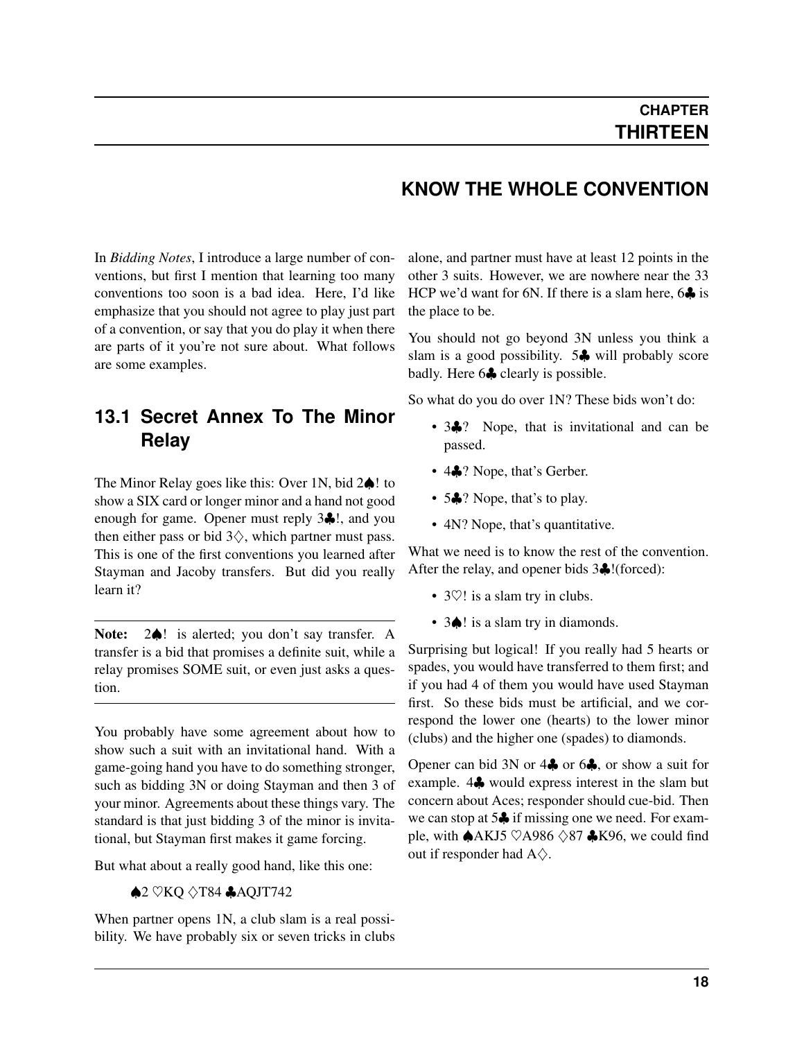# CHAPTER THIRTEEN

# KNOW THE WHOLE CONVENTION

In *Bidding Notes*, I introduce a large number of conventions, but first I mention that learning too many conventions too soon is a bad idea. Here, I'd like emphasize that you should not agree to play just part of a convention, or say that you do play it when there are parts of it you're not sure about. What follows are some examples.

## 13.1 Secret Annex To The Minor Relay

The Minor Relay goes like this: Over 1N, bid 2♠! to show a SIX card or longer minor and a hand not good enough for game. Opener must reply 3♣!, and you then either pass or bid 3♢, which partner must pass. This is one of the first conventions you learned after Stayman and Jacoby transfers. But did you really learn it?

---

**Note:** 2♠! is alerted; you don't say transfer. A transfer is a bid that promises a definite suit, while a relay promises SOME suit, or even just asks a question.

---

You probably have some agreement about how to show such a suit with an invitational hand. With a game-going hand you have to do something stronger, such as bidding 3N or doing Stayman and then 3 of your minor. Agreements about these things vary. The standard is that just bidding 3 of the minor is invitational, but Stayman first makes it game forcing.

But what about a really good hand, like this one:

♠2 ♡KQ ♢T84 ♣AQJT742

When partner opens 1N, a club slam is a real possibility. We have probably six or seven tricks in clubs alone, and partner must have at least 12 points in the other 3 suits. However, we are nowhere near the 33 HCP we'd want for 6N. If there is a slam here, 6♣ is the place to be.

You should not go beyond 3N unless you think a slam is a good possibility. 5♣ will probably score badly. Here 6♣ clearly is possible.

So what do you do over 1N? These bids won't do:

- 3♣? Nope, that is invitational and can be passed.
- 4♣? Nope, that's Gerber.
- 5♣? Nope, that's to play.
- 4N? Nope, that's quantitative.

What we need is to know the rest of the convention. After the relay, and opener bids 3♣!(forced):

- 3♡! is a slam try in clubs.
- 3♠! is a slam try in diamonds.

Surprising but logical! If you really had 5 hearts or spades, you would have transferred to them first; and if you had 4 of them you would have used Stayman first. So these bids must be artificial, and we correspond the lower one (hearts) to the lower minor (clubs) and the higher one (spades) to diamonds.

Opener can bid 3N or 4♣ or 6♣, or show a suit for example. 4♣ would express interest in the slam but concern about Aces; responder should cue-bid. Then we can stop at 5♣ if missing one we need. For example, with ♠AKJ5 ♡A986 ♢87 ♣K96, we could find out if responder had A♢.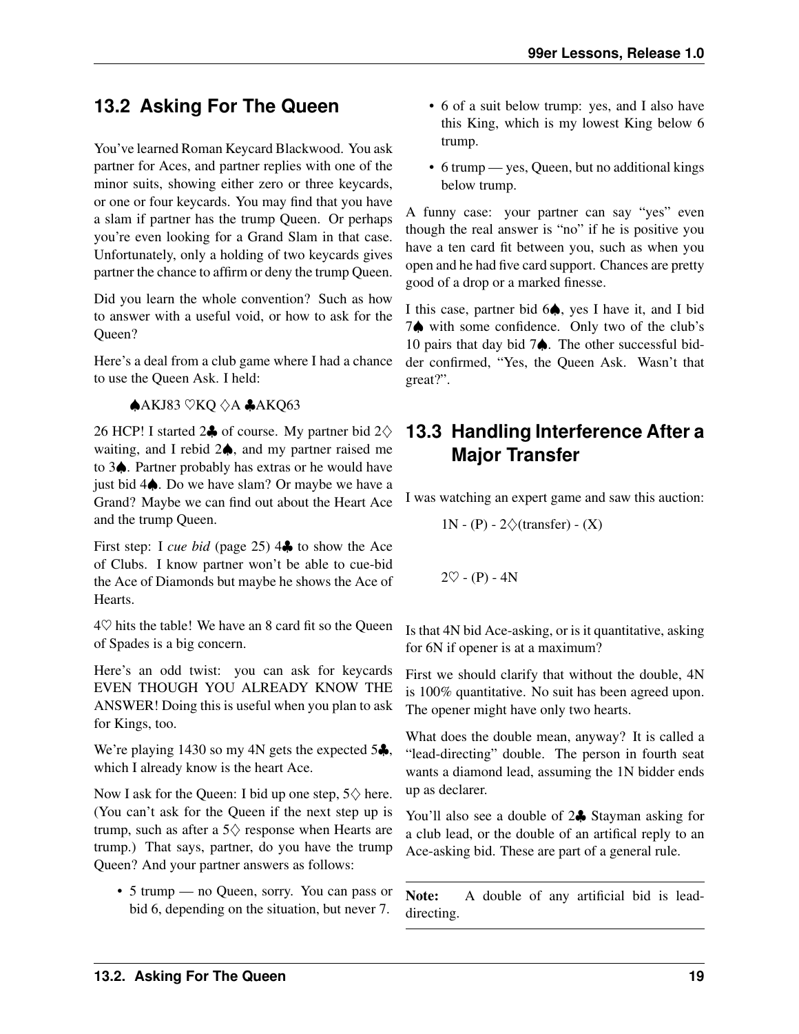## 13.2 Asking For The Queen

You've learned Roman Keycard Blackwood. You ask partner for Aces, and partner replies with one of the minor suits, showing either zero or three keycards, or one or four keycards. You may find that you have a slam if partner has the trump Queen. Or perhaps you're even looking for a Grand Slam in that case. Unfortunately, only a holding of two keycards gives partner the chance to affirm or deny the trump Queen.

Did you learn the whole convention? Such as how to answer with a useful void, or how to ask for the Queen?

Here's a deal from a club game where I had a chance to use the Queen Ask. I held:

> ♠AKJ83 ♡KQ ♢A ♣AKQ63

26 HCP! I started 2♣ of course. My partner bid 2♢ waiting, and I rebid 2♠, and my partner raised me to 3♠. Partner probably has extras or he would have just bid 4♠. Do we have slam? Or maybe we have a Grand? Maybe we can find out about the Heart Ace and the trump Queen.

First step: I *cue bid* (page 25) 4♣ to show the Ace of Clubs. I know partner won't be able to cue-bid the Ace of Diamonds but maybe he shows the Ace of Hearts.

4♡ hits the table! We have an 8 card fit so the Queen of Spades is a big concern.

Here's an odd twist: you can ask for keycards EVEN THOUGH YOU ALREADY KNOW THE ANSWER! Doing this is useful when you plan to ask for Kings, too.

We're playing 1430 so my 4N gets the expected 5♣, which I already know is the heart Ace.

Now I ask for the Queen: I bid up one step, 5♢ here. (You can't ask for the Queen if the next step up is trump, such as after a 5♢ response when Hearts are trump.) That says, partner, do you have the trump Queen? And your partner answers as follows:

- 5 trump — no Queen, sorry. You can pass or bid 6, depending on the situation, but never 7.
- 6 of a suit below trump: yes, and I also have this King, which is my lowest King below 6 trump.
- 6 trump — yes, Queen, but no additional kings below trump.

A funny case: your partner can say "yes" even though the real answer is "no" if he is positive you have a ten card fit between you, such as when you open and he had five card support. Chances are pretty good of a drop or a marked finesse.

I this case, partner bid 6♠, yes I have it, and I bid 7♠ with some confidence. Only two of the club's 10 pairs that day bid 7♠. The other successful bidder confirmed, "Yes, the Queen Ask. Wasn't that great?".

## 13.3 Handling Interference After a Major Transfer

I was watching an expert game and saw this auction:

> 1N - (P) - 2♢(transfer) - (X)
>
> 2♡ - (P) - 4N

Is that 4N bid Ace-asking, or is it quantitative, asking for 6N if opener is at a maximum?

First we should clarify that without the double, 4N is 100% quantitative. No suit has been agreed upon. The opener might have only two hearts.

What does the double mean, anyway? It is called a "lead-directing" double. The person in fourth seat wants a diamond lead, assuming the 1N bidder ends up as declarer.

You'll also see a double of 2♣ Stayman asking for a club lead, or the double of an artifical reply to an Ace-asking bid. These are part of a general rule.

---

**Note:** A double of any artificial bid is lead-directing.

---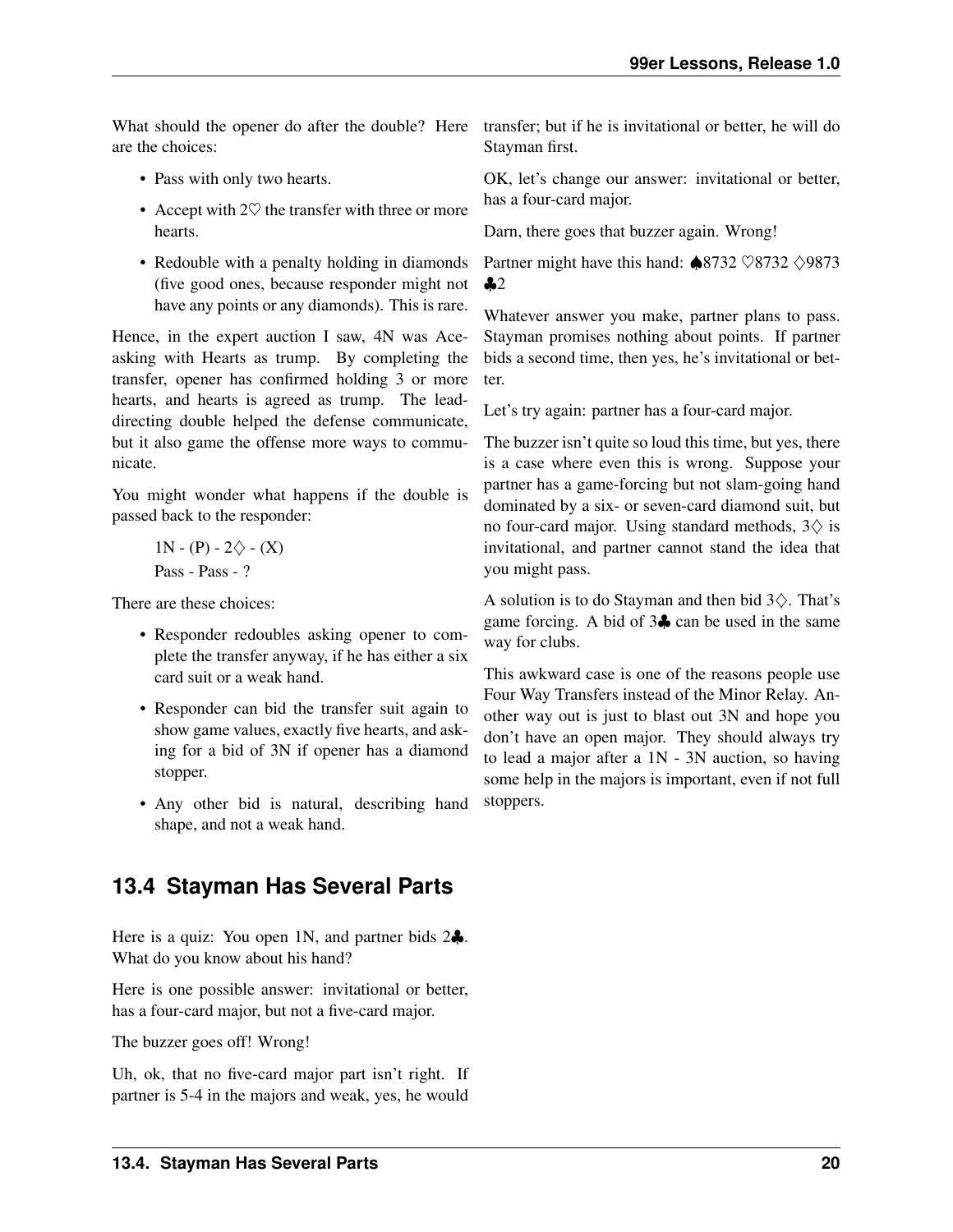What should the opener do after the double? Here are the choices:

- Pass with only two hearts.
- Accept with 2♡ the transfer with three or more hearts.
- Redouble with a penalty holding in diamonds (five good ones, because responder might not have any points or any diamonds). This is rare.

Hence, in the expert auction I saw, 4N was Ace-asking with Hearts as trump. By completing the transfer, opener has confirmed holding 3 or more hearts, and hearts is agreed as trump. The lead-directing double helped the defense communicate, but it also game the offense more ways to communicate.

You might wonder what happens if the double is passed back to the responder:

> 1N - (P) - 2♢ - (X)
> Pass - Pass - ?

There are these choices:

- Responder redoubles asking opener to complete the transfer anyway, if he has either a six card suit or a weak hand.
- Responder can bid the transfer suit again to show game values, exactly five hearts, and asking for a bid of 3N if opener has a diamond stopper.
- Any other bid is natural, describing hand shape, and not a weak hand.

## 13.4 Stayman Has Several Parts

Here is a quiz: You open 1N, and partner bids 2♣. What do you know about his hand?

Here is one possible answer: invitational or better, has a four-card major, but not a five-card major.

The buzzer goes off! Wrong!

Uh, ok, that no five-card major part isn't right. If partner is 5-4 in the majors and weak, yes, he would transfer; but if he is invitational or better, he will do Stayman first.

OK, let's change our answer: invitational or better, has a four-card major.

Darn, there goes that buzzer again. Wrong!

Partner might have this hand: ♠8732 ♡8732 ♢9873 ♣2

Whatever answer you make, partner plans to pass. Stayman promises nothing about points. If partner bids a second time, then yes, he's invitational or better.

Let's try again: partner has a four-card major.

The buzzer isn't quite so loud this time, but yes, there is a case where even this is wrong. Suppose your partner has a game-forcing but not slam-going hand dominated by a six- or seven-card diamond suit, but no four-card major. Using standard methods, 3♢ is invitational, and partner cannot stand the idea that you might pass.

A solution is to do Stayman and then bid 3♢. That's game forcing. A bid of 3♣ can be used in the same way for clubs.

This awkward case is one of the reasons people use Four Way Transfers instead of the Minor Relay. Another way out is just to blast out 3N and hope you don't have an open major. They should always try to lead a major after a 1N - 3N auction, so having some help in the majors is important, even if not full stoppers.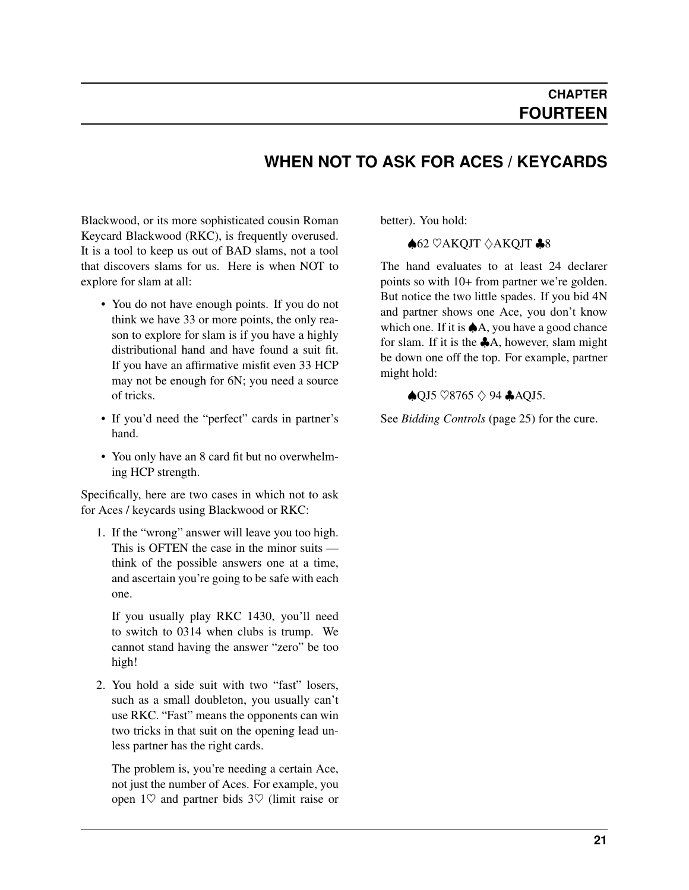# CHAPTER FOURTEEN

## WHEN NOT TO ASK FOR ACES / KEYCARDS

Blackwood, or its more sophisticated cousin Roman Keycard Blackwood (RKC), is frequently overused. It is a tool to keep us out of BAD slams, not a tool that discovers slams for us. Here is when NOT to explore for slam at all:

- You do not have enough points. If you do not think we have 33 or more points, the only reason to explore for slam is if you have a highly distributional hand and have found a suit fit. If you have an affirmative misfit even 33 HCP may not be enough for 6N; you need a source of tricks.
- If you'd need the "perfect" cards in partner's hand.
- You only have an 8 card fit but no overwhelming HCP strength.

Specifically, here are two cases in which not to ask for Aces / keycards using Blackwood or RKC:

1. If the "wrong" answer will leave you too high. This is OFTEN the case in the minor suits — think of the possible answers one at a time, and ascertain you're going to be safe with each one.

   If you usually play RKC 1430, you'll need to switch to 0314 when clubs is trump. We cannot stand having the answer "zero" be too high!

2. You hold a side suit with two "fast" losers, such as a small doubleton, you usually can't use RKC. "Fast" means the opponents can win two tricks in that suit on the opening lead unless partner has the right cards.

   The problem is, you're needing a certain Ace, not just the number of Aces. For example, you open 1♡ and partner bids 3♡ (limit raise or better). You hold:

   ♠62 ♡AKQJT ♢AKQJT ♣8

   The hand evaluates to at least 24 declarer points so with 10+ from partner we're golden. But notice the two little spades. If you bid 4N and partner shows one Ace, you don't know which one. If it is ♠A, you have a good chance for slam. If it is the ♣A, however, slam might be down one off the top. For example, partner might hold:

   ♠QJ5 ♡8765 ♢ 94 ♣AQJ5.

See *Bidding Controls* (page 25) for the cure.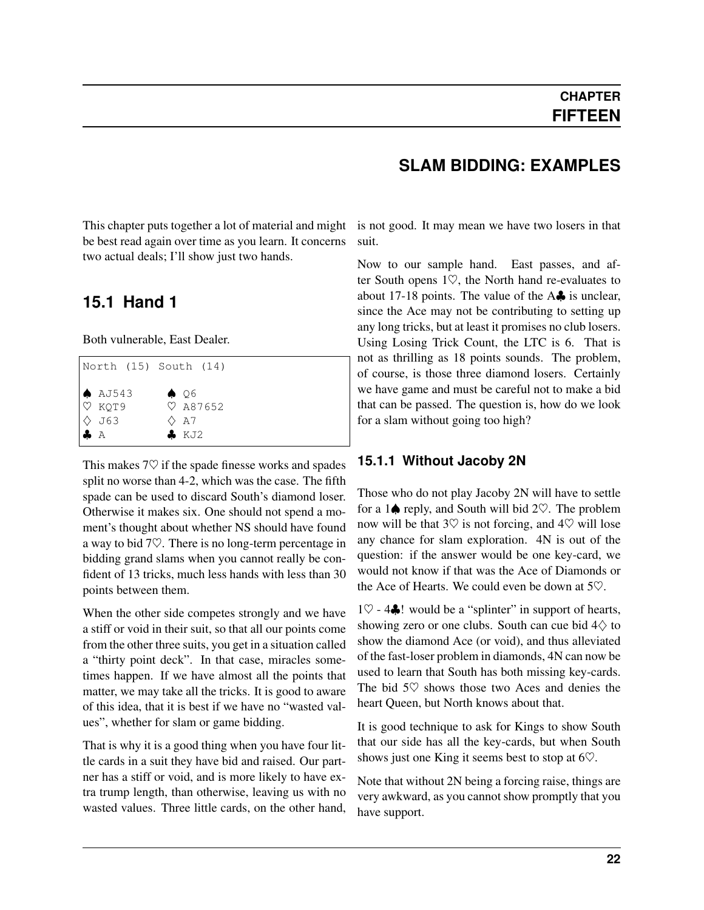# CHAPTER FIFTEEN

# SLAM BIDDING: EXAMPLES

This chapter puts together a lot of material and might be best read again over time as you learn. It concerns two actual deals; I'll show just two hands.

## 15.1 Hand 1

Both vulnerable, East Dealer.

```
North (15) South (14)

♠ AJ543     ♠ Q6
♡ KQT9      ♡ A87652
◇ J63       ◇ A7
♣ A         ♣ KJ2
```

This makes 7♡ if the spade finesse works and spades split no worse than 4-2, which was the case. The fifth spade can be used to discard South's diamond loser. Otherwise it makes six. One should not spend a moment's thought about whether NS should have found a way to bid 7♡. There is no long-term percentage in bidding grand slams when you cannot really be confident of 13 tricks, much less hands with less than 30 points between them.

When the other side competes strongly and we have a stiff or void in their suit, so that all our points come from the other three suits, you get in a situation called a "thirty point deck". In that case, miracles sometimes happen. If we have almost all the points that matter, we may take all the tricks. It is good to aware of this idea, that it is best if we have no "wasted values", whether for slam or game bidding.

That is why it is a good thing when you have four little cards in a suit they have bid and raised. Our partner has a stiff or void, and is more likely to have extra trump length, than otherwise, leaving us with no wasted values. Three little cards, on the other hand, is not good. It may mean we have two losers in that suit.

Now to our sample hand. East passes, and after South opens 1♡, the North hand re-evaluates to about 17-18 points. The value of the A♣ is unclear, since the Ace may not be contributing to setting up any long tricks, but at least it promises no club losers. Using Losing Trick Count, the LTC is 6. That is not as thrilling as 18 points sounds. The problem, of course, is those three diamond losers. Certainly we have game and must be careful not to make a bid that can be passed. The question is, how do we look for a slam without going too high?

### 15.1.1 Without Jacoby 2N

Those who do not play Jacoby 2N will have to settle for a 1♠ reply, and South will bid 2♡. The problem now will be that 3♡ is not forcing, and 4♡ will lose any chance for slam exploration. 4N is out of the question: if the answer would be one key-card, we would not know if that was the Ace of Diamonds or the Ace of Hearts. We could even be down at 5♡.

1♡ - 4♣! would be a "splinter" in support of hearts, showing zero or one clubs. South can cue bid 4◇ to show the diamond Ace (or void), and thus alleviated of the fast-loser problem in diamonds, 4N can now be used to learn that South has both missing key-cards. The bid 5♡ shows those two Aces and denies the heart Queen, but North knows about that.

It is good technique to ask for Kings to show South that our side has all the key-cards, but when South shows just one King it seems best to stop at 6♡.

Note that without 2N being a forcing raise, things are very awkward, as you cannot show promptly that you have support.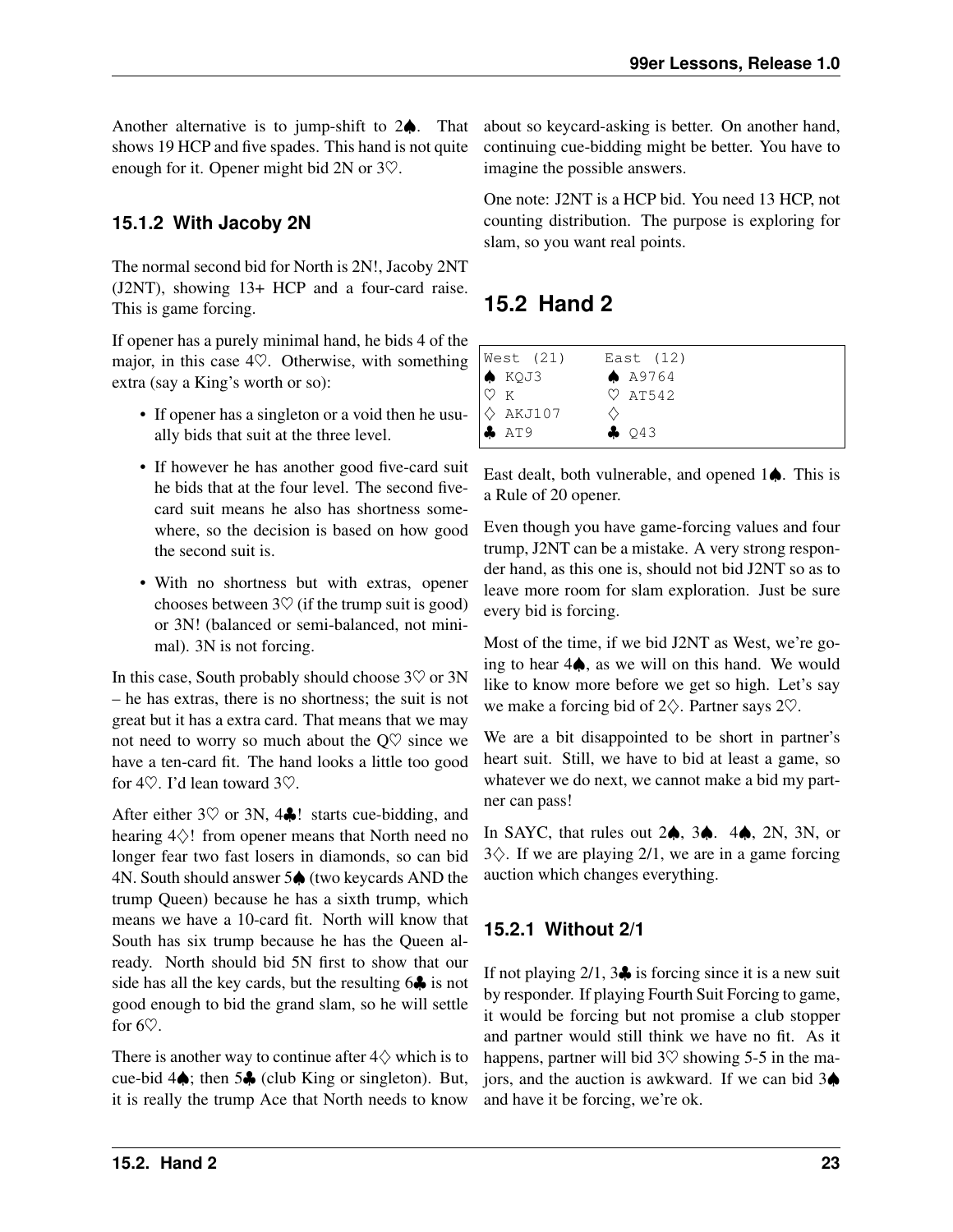Another alternative is to jump-shift to 2♠. That shows 19 HCP and five spades. This hand is not quite enough for it. Opener might bid 2N or 3♡.

### 15.1.2 With Jacoby 2N

The normal second bid for North is 2N!, Jacoby 2NT (J2NT), showing 13+ HCP and a four-card raise. This is game forcing.

If opener has a purely minimal hand, he bids 4 of the major, in this case 4♡. Otherwise, with something extra (say a King's worth or so):

- If opener has a singleton or a void then he usually bids that suit at the three level.
- If however he has another good five-card suit he bids that at the four level. The second five-card suit means he also has shortness somewhere, so the decision is based on how good the second suit is.
- With no shortness but with extras, opener chooses between 3♡ (if the trump suit is good) or 3N! (balanced or semi-balanced, not minimal). 3N is not forcing.

In this case, South probably should choose 3♡ or 3N – he has extras, there is no shortness; the suit is not great but it has a extra card. That means that we may not need to worry so much about the Q♡ since we have a ten-card fit. The hand looks a little too good for 4♡. I'd lean toward 3♡.

After either 3♡ or 3N, 4♣! starts cue-bidding, and hearing 4♢! from opener means that North need no longer fear two fast losers in diamonds, so can bid 4N. South should answer 5♠ (two keycards AND the trump Queen) because he has a sixth trump, which means we have a 10-card fit. North will know that South has six trump because he has the Queen already. North should bid 5N first to show that our side has all the key cards, but the resulting 6♣ is not good enough to bid the grand slam, so he will settle for 6♡.

There is another way to continue after 4♢ which is to cue-bid 4♠; then 5♣ (club King or singleton). But, it is really the trump Ace that North needs to know about so keycard-asking is better. On another hand, continuing cue-bidding might be better. You have to imagine the possible answers.

One note: J2NT is a HCP bid. You need 13 HCP, not counting distribution. The purpose is exploring for slam, so you want real points.

## 15.2 Hand 2

```
West (21)     East (12)
♠ KQJ3        ♠ A9764
♡ K           ♡ AT542
♢ AKJ107      ♢
♣ AT9         ♣ Q43
```

East dealt, both vulnerable, and opened 1♠. This is a Rule of 20 opener.

Even though you have game-forcing values and four trump, J2NT can be a mistake. A very strong responder hand, as this one is, should not bid J2NT so as to leave more room for slam exploration. Just be sure every bid is forcing.

Most of the time, if we bid J2NT as West, we're going to hear 4♠, as we will on this hand. We would like to know more before we get so high. Let's say we make a forcing bid of 2♢. Partner says 2♡.

We are a bit disappointed to be short in partner's heart suit. Still, we have to bid at least a game, so whatever we do next, we cannot make a bid my partner can pass!

In SAYC, that rules out 2♠, 3♠. 4♠, 2N, 3N, or 3♢. If we are playing 2/1, we are in a game forcing auction which changes everything.

### 15.2.1 Without 2/1

If not playing 2/1, 3♣ is forcing since it is a new suit by responder. If playing Fourth Suit Forcing to game, it would be forcing but not promise a club stopper and partner would still think we have no fit. As it happens, partner will bid 3♡ showing 5-5 in the majors, and the auction is awkward. If we can bid 3♠ and have it be forcing, we're ok.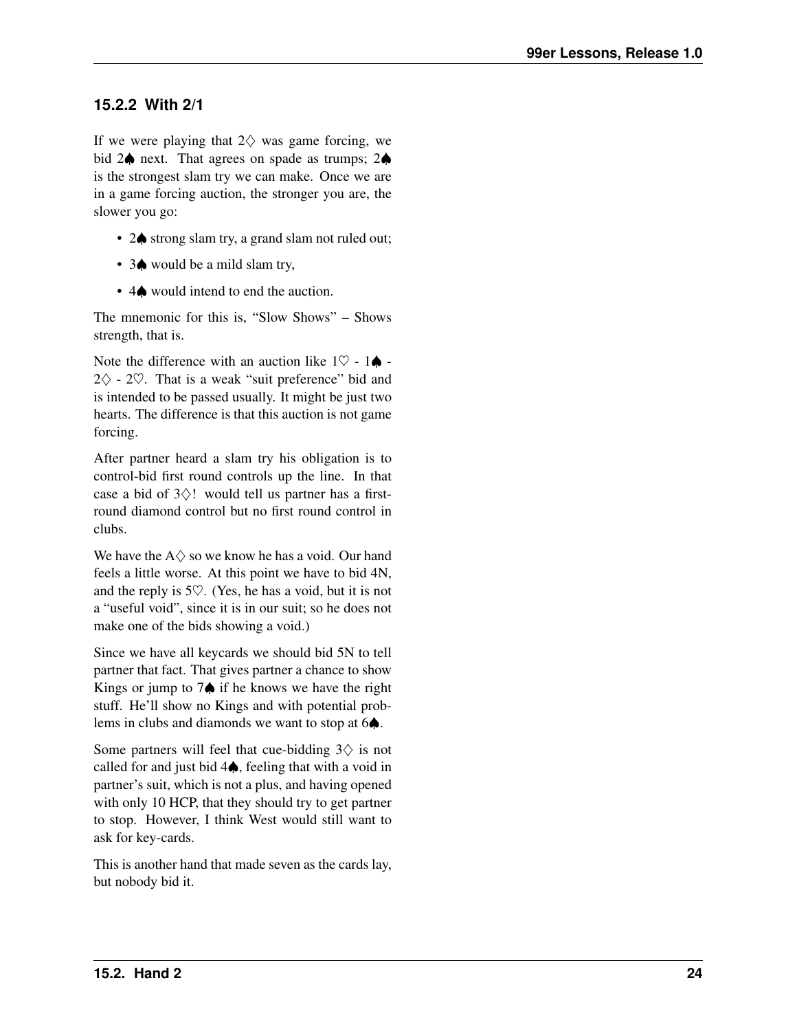### 15.2.2 With 2/1

If we were playing that 2♢ was game forcing, we bid 2♠ next. That agrees on spade as trumps; 2♠ is the strongest slam try we can make. Once we are in a game forcing auction, the stronger you are, the slower you go:

- 2♠ strong slam try, a grand slam not ruled out;
- 3♠ would be a mild slam try,
- 4♠ would intend to end the auction.

The mnemonic for this is, "Slow Shows" – Shows strength, that is.

Note the difference with an auction like 1♡ - 1♠ - 2♢ - 2♡. That is a weak "suit preference" bid and is intended to be passed usually. It might be just two hearts. The difference is that this auction is not game forcing.

After partner heard a slam try his obligation is to control-bid first round controls up the line. In that case a bid of 3♢! would tell us partner has a first-round diamond control but no first round control in clubs.

We have the A♢ so we know he has a void. Our hand feels a little worse. At this point we have to bid 4N, and the reply is 5♡. (Yes, he has a void, but it is not a "useful void", since it is in our suit; so he does not make one of the bids showing a void.)

Since we have all keycards we should bid 5N to tell partner that fact. That gives partner a chance to show Kings or jump to 7♠ if he knows we have the right stuff. He'll show no Kings and with potential problems in clubs and diamonds we want to stop at 6♠.

Some partners will feel that cue-bidding 3♢ is not called for and just bid 4♠, feeling that with a void in partner's suit, which is not a plus, and having opened with only 10 HCP, that they should try to get partner to stop. However, I think West would still want to ask for key-cards.

This is another hand that made seven as the cards lay, but nobody bid it.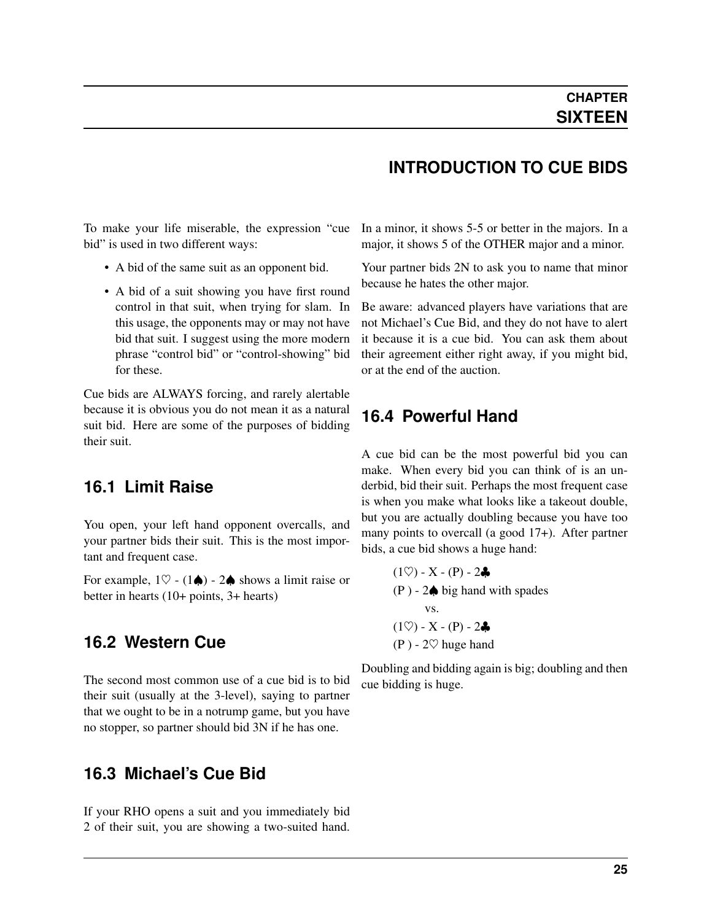# CHAPTER SIXTEEN

# INTRODUCTION TO CUE BIDS

To make your life miserable, the expression "cue bid" is used in two different ways:

- A bid of the same suit as an opponent bid.
- A bid of a suit showing you have first round control in that suit, when trying for slam. In this usage, the opponents may or may not have bid that suit. I suggest using the more modern phrase "control bid" or "control-showing" bid for these.

Cue bids are ALWAYS forcing, and rarely alertable because it is obvious you do not mean it as a natural suit bid. Here are some of the purposes of bidding their suit.

## 16.1 Limit Raise

You open, your left hand opponent overcalls, and your partner bids their suit. This is the most important and frequent case.

For example, 1♡ - (1♠) - 2♠ shows a limit raise or better in hearts (10+ points, 3+ hearts)

## 16.2 Western Cue

The second most common use of a cue bid is to bid their suit (usually at the 3-level), saying to partner that we ought to be in a notrump game, but you have no stopper, so partner should bid 3N if he has one.

## 16.3 Michael's Cue Bid

If your RHO opens a suit and you immediately bid 2 of their suit, you are showing a two-suited hand. In a minor, it shows 5-5 or better in the majors. In a major, it shows 5 of the OTHER major and a minor.

Your partner bids 2N to ask you to name that minor because he hates the other major.

Be aware: advanced players have variations that are not Michael's Cue Bid, and they do not have to alert it because it is a cue bid. You can ask them about their agreement either right away, if you might bid, or at the end of the auction.

## 16.4 Powerful Hand

A cue bid can be the most powerful bid you can make. When every bid you can think of is an underbid, bid their suit. Perhaps the most frequent case is when you make what looks like a takeout double, but you are actually doubling because you have too many points to overcall (a good 17+). After partner bids, a cue bid shows a huge hand:

(1♡) - X - (P) - 2♣
(P ) - 2♠ big hand with spades
vs.
(1♡) - X - (P) - 2♣
(P ) - 2♡ huge hand

Doubling and bidding again is big; doubling and then cue bidding is huge.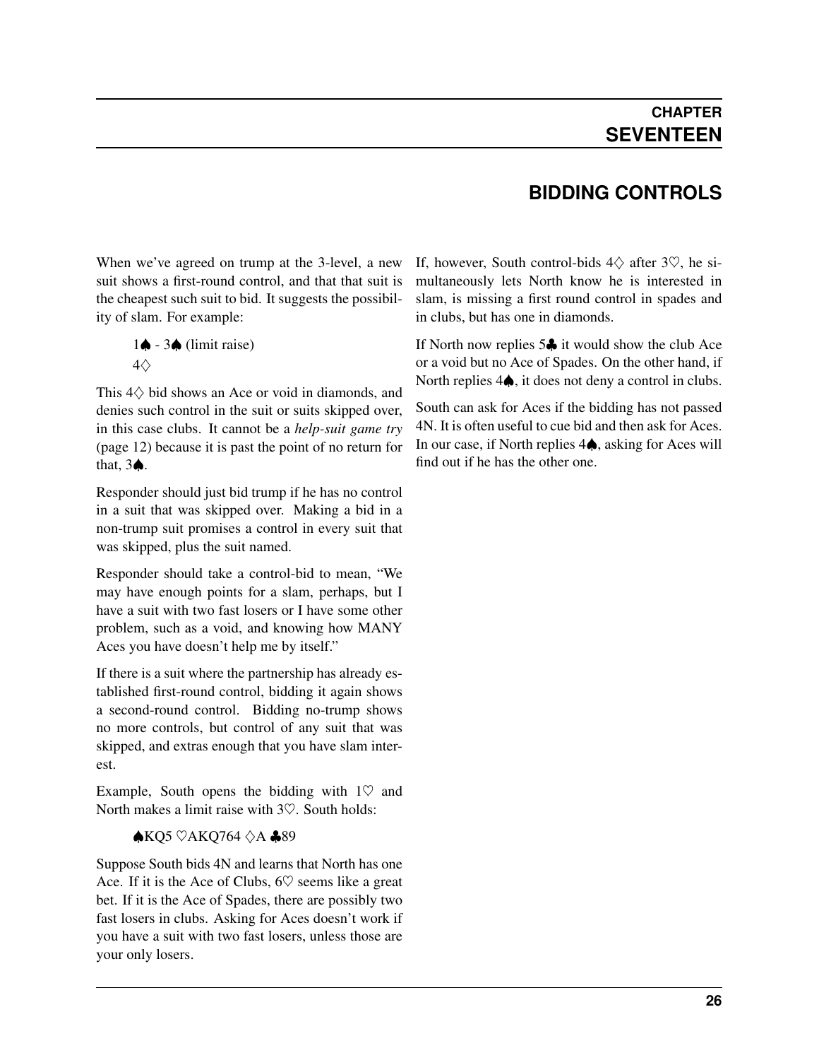# CHAPTER SEVENTEEN

## BIDDING CONTROLS

When we've agreed on trump at the 3-level, a new suit shows a first-round control, and that that suit is the cheapest such suit to bid. It suggests the possibility of slam. For example:

> 1♠ - 3♠ (limit raise)
> 4♢

This 4♢ bid shows an Ace or void in diamonds, and denies such control in the suit or suits skipped over, in this case clubs. It cannot be a *help-suit game try* (page 12) because it is past the point of no return for that, 3♠.

Responder should just bid trump if he has no control in a suit that was skipped over. Making a bid in a non-trump suit promises a control in every suit that was skipped, plus the suit named.

Responder should take a control-bid to mean, "We may have enough points for a slam, perhaps, but I have a suit with two fast losers or I have some other problem, such as a void, and knowing how MANY Aces you have doesn't help me by itself."

If there is a suit where the partnership has already established first-round control, bidding it again shows a second-round control. Bidding no-trump shows no more controls, but control of any suit that was skipped, and extras enough that you have slam interest.

Example, South opens the bidding with 1♡ and North makes a limit raise with 3♡. South holds:

> ♠KQ5 ♡AKQ764 ♢A ♣89

Suppose South bids 4N and learns that North has one Ace. If it is the Ace of Clubs, 6♡ seems like a great bet. If it is the Ace of Spades, there are possibly two fast losers in clubs. Asking for Aces doesn't work if you have a suit with two fast losers, unless those are your only losers.

If, however, South control-bids 4♢ after 3♡, he simultaneously lets North know he is interested in slam, is missing a first round control in spades and in clubs, but has one in diamonds.

If North now replies 5♣ it would show the club Ace or a void but no Ace of Spades. On the other hand, if North replies 4♠, it does not deny a control in clubs.

South can ask for Aces if the bidding has not passed 4N. It is often useful to cue bid and then ask for Aces. In our case, if North replies 4♠, asking for Aces will find out if he has the other one.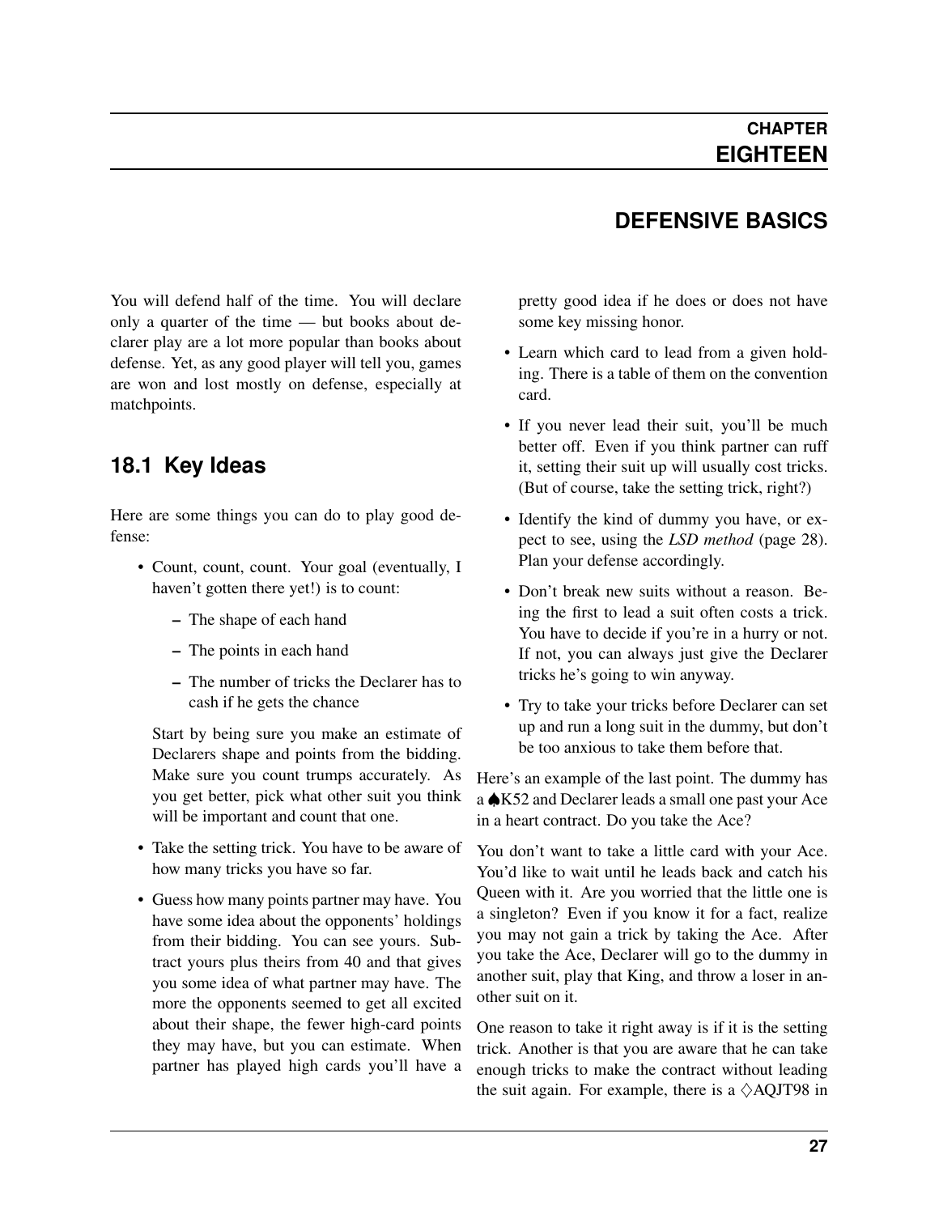# CHAPTER EIGHTEEN

## DEFENSIVE BASICS

You will defend half of the time. You will declare only a quarter of the time — but books about declarer play are a lot more popular than books about defense. Yet, as any good player will tell you, games are won and lost mostly on defense, especially at matchpoints.

### 18.1 Key Ideas

Here are some things you can do to play good defense:

- Count, count, count. Your goal (eventually, I haven't gotten there yet!) is to count:
  - The shape of each hand
  - The points in each hand
  - The number of tricks the Declarer has to cash if he gets the chance

  Start by being sure you make an estimate of Declarers shape and points from the bidding. Make sure you count trumps accurately. As you get better, pick what other suit you think will be important and count that one.

- Take the setting trick. You have to be aware of how many tricks you have so far.
- Guess how many points partner may have. You have some idea about the opponents' holdings from their bidding. You can see yours. Subtract yours plus theirs from 40 and that gives you some idea of what partner may have. The more the opponents seemed to get all excited about their shape, the fewer high-card points they may have, but you can estimate. When partner has played high cards you'll have a pretty good idea if he does or does not have some key missing honor.
- Learn which card to lead from a given holding. There is a table of them on the convention card.
- If you never lead their suit, you'll be much better off. Even if you think partner can ruff it, setting their suit up will usually cost tricks. (But of course, take the setting trick, right?)
- Identify the kind of dummy you have, or expect to see, using the *LSD method* (page 28). Plan your defense accordingly.
- Don't break new suits without a reason. Being the first to lead a suit often costs a trick. You have to decide if you're in a hurry or not. If not, you can always just give the Declarer tricks he's going to win anyway.
- Try to take your tricks before Declarer can set up and run a long suit in the dummy, but don't be too anxious to take them before that.

Here's an example of the last point. The dummy has a ♠K52 and Declarer leads a small one past your Ace in a heart contract. Do you take the Ace?

You don't want to take a little card with your Ace. You'd like to wait until he leads back and catch his Queen with it. Are you worried that the little one is a singleton? Even if you know it for a fact, realize you may not gain a trick by taking the Ace. After you take the Ace, Declarer will go to the dummy in another suit, play that King, and throw a loser in another suit on it.

One reason to take it right away is if it is the setting trick. Another is that you are aware that he can take enough tricks to make the contract without leading the suit again. For example, there is a ♢AQJT98 in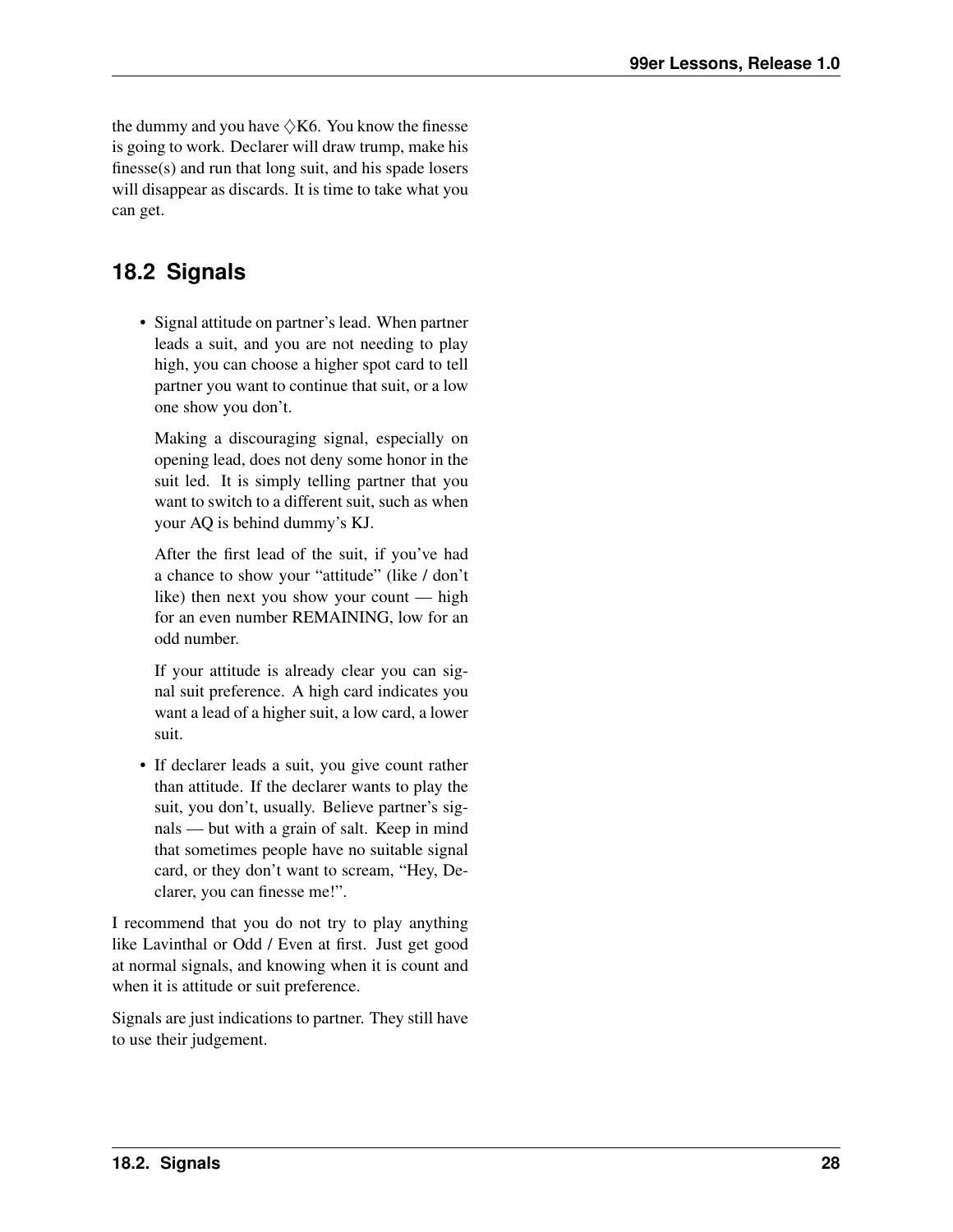the dummy and you have ♢K6. You know the finesse is going to work. Declarer will draw trump, make his finesse(s) and run that long suit, and his spade losers will disappear as discards. It is time to take what you can get.

## 18.2 Signals

- Signal attitude on partner's lead. When partner leads a suit, and you are not needing to play high, you can choose a higher spot card to tell partner you want to continue that suit, or a low one show you don't.

  Making a discouraging signal, especially on opening lead, does not deny some honor in the suit led. It is simply telling partner that you want to switch to a different suit, such as when your AQ is behind dummy's KJ.

  After the first lead of the suit, if you've had a chance to show your "attitude" (like / don't like) then next you show your count — high for an even number REMAINING, low for an odd number.

  If your attitude is already clear you can signal suit preference. A high card indicates you want a lead of a higher suit, a low card, a lower suit.

- If declarer leads a suit, you give count rather than attitude. If the declarer wants to play the suit, you don't, usually. Believe partner's signals — but with a grain of salt. Keep in mind that sometimes people have no suitable signal card, or they don't want to scream, "Hey, Declarer, you can finesse me!".

I recommend that you do not try to play anything like Lavinthal or Odd / Even at first. Just get good at normal signals, and knowing when it is count and when it is attitude or suit preference.

Signals are just indications to partner. They still have to use their judgement.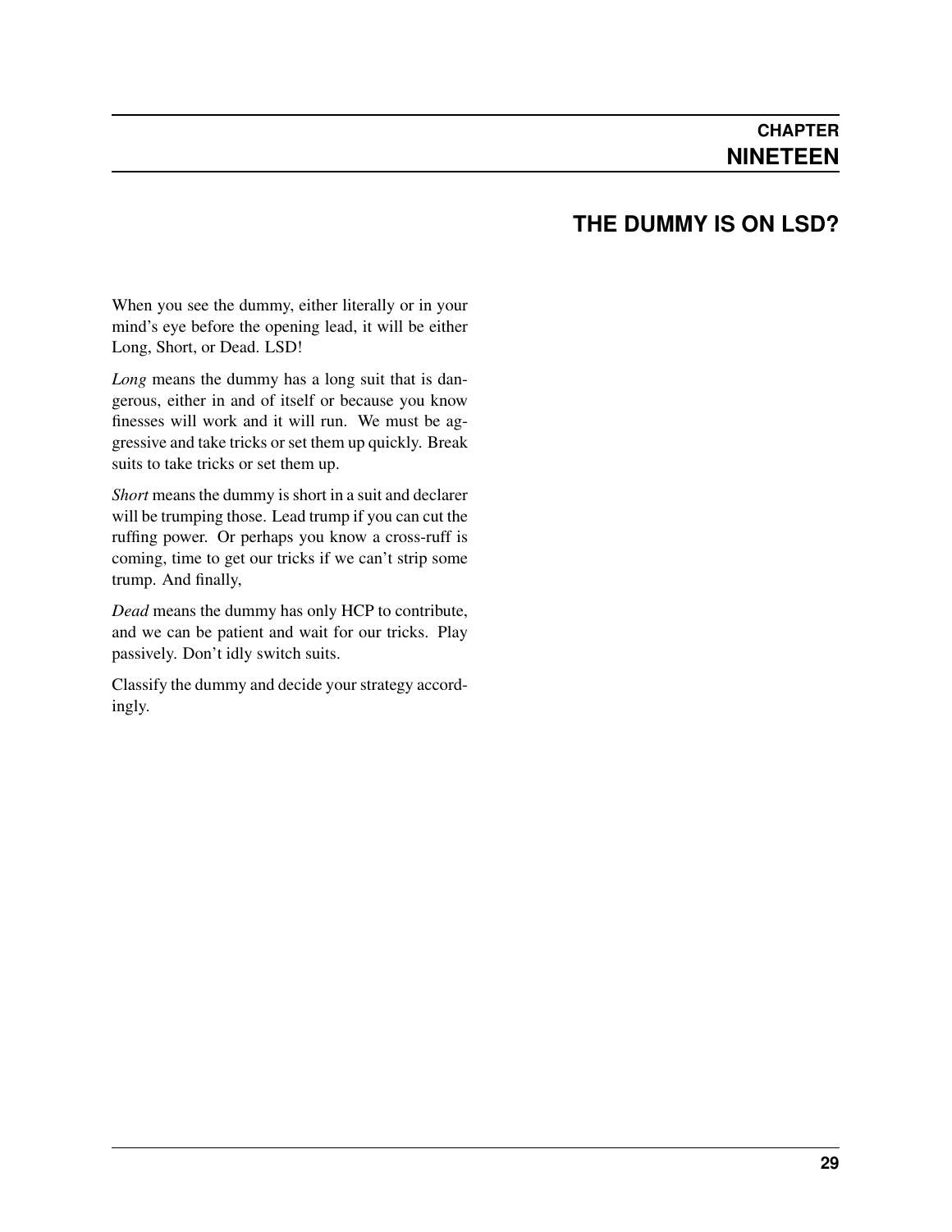# CHAPTER NINETEEN

## THE DUMMY IS ON LSD?

When you see the dummy, either literally or in your mind's eye before the opening lead, it will be either Long, Short, or Dead. LSD!

*Long* means the dummy has a long suit that is dangerous, either in and of itself or because you know finesses will work and it will run. We must be aggressive and take tricks or set them up quickly. Break suits to take tricks or set them up.

*Short* means the dummy is short in a suit and declarer will be trumping those. Lead trump if you can cut the ruffing power. Or perhaps you know a cross-ruff is coming, time to get our tricks if we can't strip some trump. And finally,

*Dead* means the dummy has only HCP to contribute, and we can be patient and wait for our tricks. Play passively. Don't idly switch suits.

Classify the dummy and decide your strategy accordingly.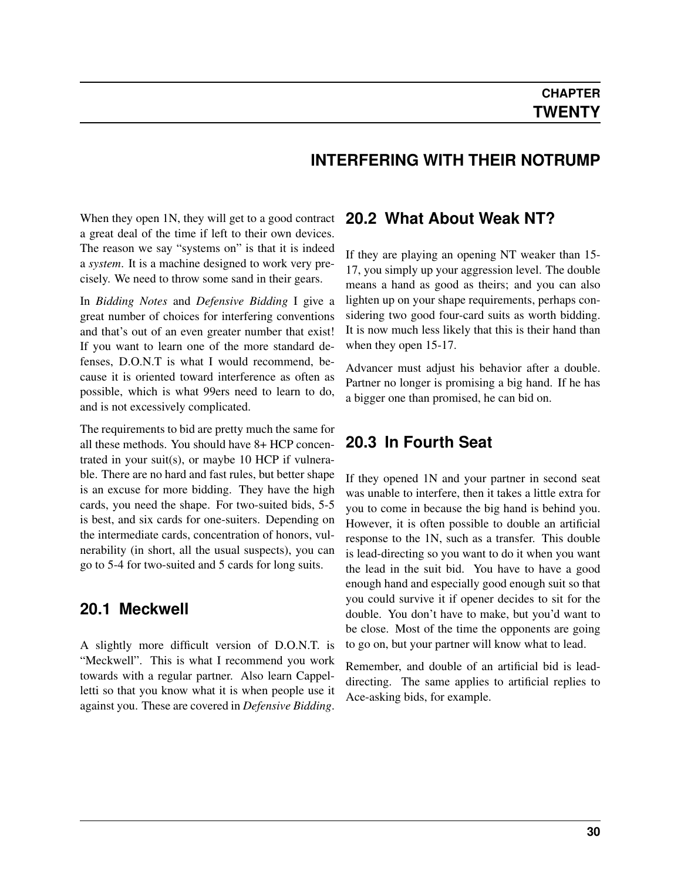# CHAPTER TWENTY

# INTERFERING WITH THEIR NOTRUMP

When they open 1N, they will get to a good contract a great deal of the time if left to their own devices. The reason we say "systems on" is that it is indeed a *system*. It is a machine designed to work very precisely. We need to throw some sand in their gears.

In *Bidding Notes* and *Defensive Bidding* I give a great number of choices for interfering conventions and that's out of an even greater number that exist! If you want to learn one of the more standard defenses, D.O.N.T is what I would recommend, because it is oriented toward interference as often as possible, which is what 99ers need to learn to do, and is not excessively complicated.

The requirements to bid are pretty much the same for all these methods. You should have 8+ HCP concentrated in your suit(s), or maybe 10 HCP if vulnerable. There are no hard and fast rules, but better shape is an excuse for more bidding. They have the high cards, you need the shape. For two-suited bids, 5-5 is best, and six cards for one-suiters. Depending on the intermediate cards, concentration of honors, vulnerability (in short, all the usual suspects), you can go to 5-4 for two-suited and 5 cards for long suits.

## 20.1 Meckwell

A slightly more difficult version of D.O.N.T. is "Meckwell". This is what I recommend you work towards with a regular partner. Also learn Cappelletti so that you know what it is when people use it against you. These are covered in *Defensive Bidding*.

## 20.2 What About Weak NT?

If they are playing an opening NT weaker than 15-17, you simply up your aggression level. The double means a hand as good as theirs; and you can also lighten up on your shape requirements, perhaps considering two good four-card suits as worth bidding. It is now much less likely that this is their hand than when they open 15-17.

Advancer must adjust his behavior after a double. Partner no longer is promising a big hand. If he has a bigger one than promised, he can bid on.

## 20.3 In Fourth Seat

If they opened 1N and your partner in second seat was unable to interfere, then it takes a little extra for you to come in because the big hand is behind you. However, it is often possible to double an artificial response to the 1N, such as a transfer. This double is lead-directing so you want to do it when you want the lead in the suit bid. You have to have a good enough hand and especially good enough suit so that you could survive it if opener decides to sit for the double. You don't have to make, but you'd want to be close. Most of the time the opponents are going to go on, but your partner will know what to lead.

Remember, and double of an artificial bid is lead-directing. The same applies to artificial replies to Ace-asking bids, for example.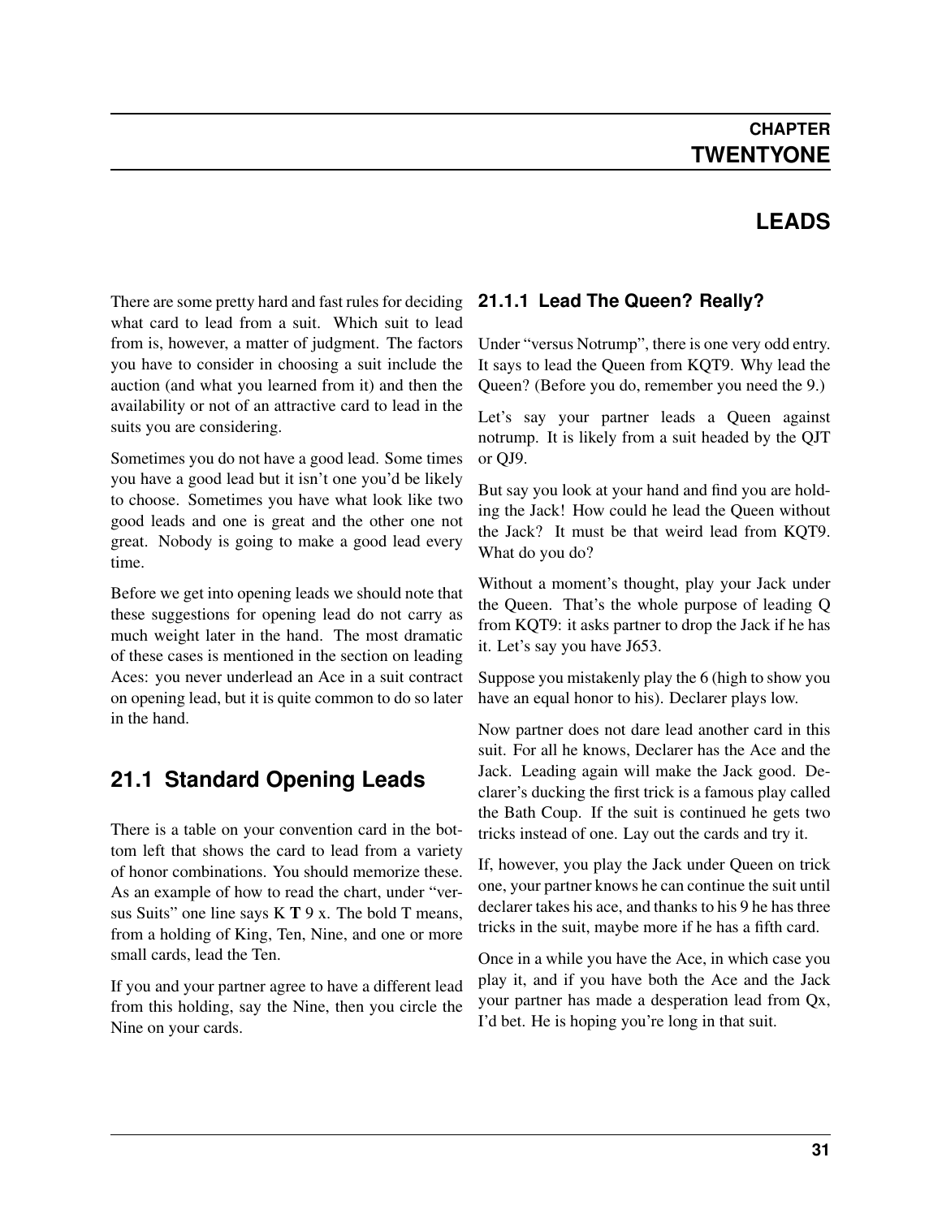# CHAPTER TWENTYONE

# LEADS

There are some pretty hard and fast rules for deciding what card to lead from a suit. Which suit to lead from is, however, a matter of judgment. The factors you have to consider in choosing a suit include the auction (and what you learned from it) and then the availability or not of an attractive card to lead in the suits you are considering.

Sometimes you do not have a good lead. Some times you have a good lead but it isn't one you'd be likely to choose. Sometimes you have what look like two good leads and one is great and the other one not great. Nobody is going to make a good lead every time.

Before we get into opening leads we should note that these suggestions for opening lead do not carry as much weight later in the hand. The most dramatic of these cases is mentioned in the section on leading Aces: you never underlead an Ace in a suit contract on opening lead, but it is quite common to do so later in the hand.

## 21.1 Standard Opening Leads

There is a table on your convention card in the bottom left that shows the card to lead from a variety of honor combinations. You should memorize these. As an example of how to read the chart, under "versus Suits" one line says K **T** 9 x. The bold T means, from a holding of King, Ten, Nine, and one or more small cards, lead the Ten.

If you and your partner agree to have a different lead from this holding, say the Nine, then you circle the Nine on your cards.

### 21.1.1 Lead The Queen? Really?

Under "versus Notrump", there is one very odd entry. It says to lead the Queen from KQT9. Why lead the Queen? (Before you do, remember you need the 9.)

Let's say your partner leads a Queen against notrump. It is likely from a suit headed by the QJT or QJ9.

But say you look at your hand and find you are holding the Jack! How could he lead the Queen without the Jack? It must be that weird lead from KQT9. What do you do?

Without a moment's thought, play your Jack under the Queen. That's the whole purpose of leading Q from KQT9: it asks partner to drop the Jack if he has it. Let's say you have J653.

Suppose you mistakenly play the 6 (high to show you have an equal honor to his). Declarer plays low.

Now partner does not dare lead another card in this suit. For all he knows, Declarer has the Ace and the Jack. Leading again will make the Jack good. Declarer's ducking the first trick is a famous play called the Bath Coup. If the suit is continued he gets two tricks instead of one. Lay out the cards and try it.

If, however, you play the Jack under Queen on trick one, your partner knows he can continue the suit until declarer takes his ace, and thanks to his 9 he has three tricks in the suit, maybe more if he has a fifth card.

Once in a while you have the Ace, in which case you play it, and if you have both the Ace and the Jack your partner has made a desperation lead from Qx, I'd bet. He is hoping you're long in that suit.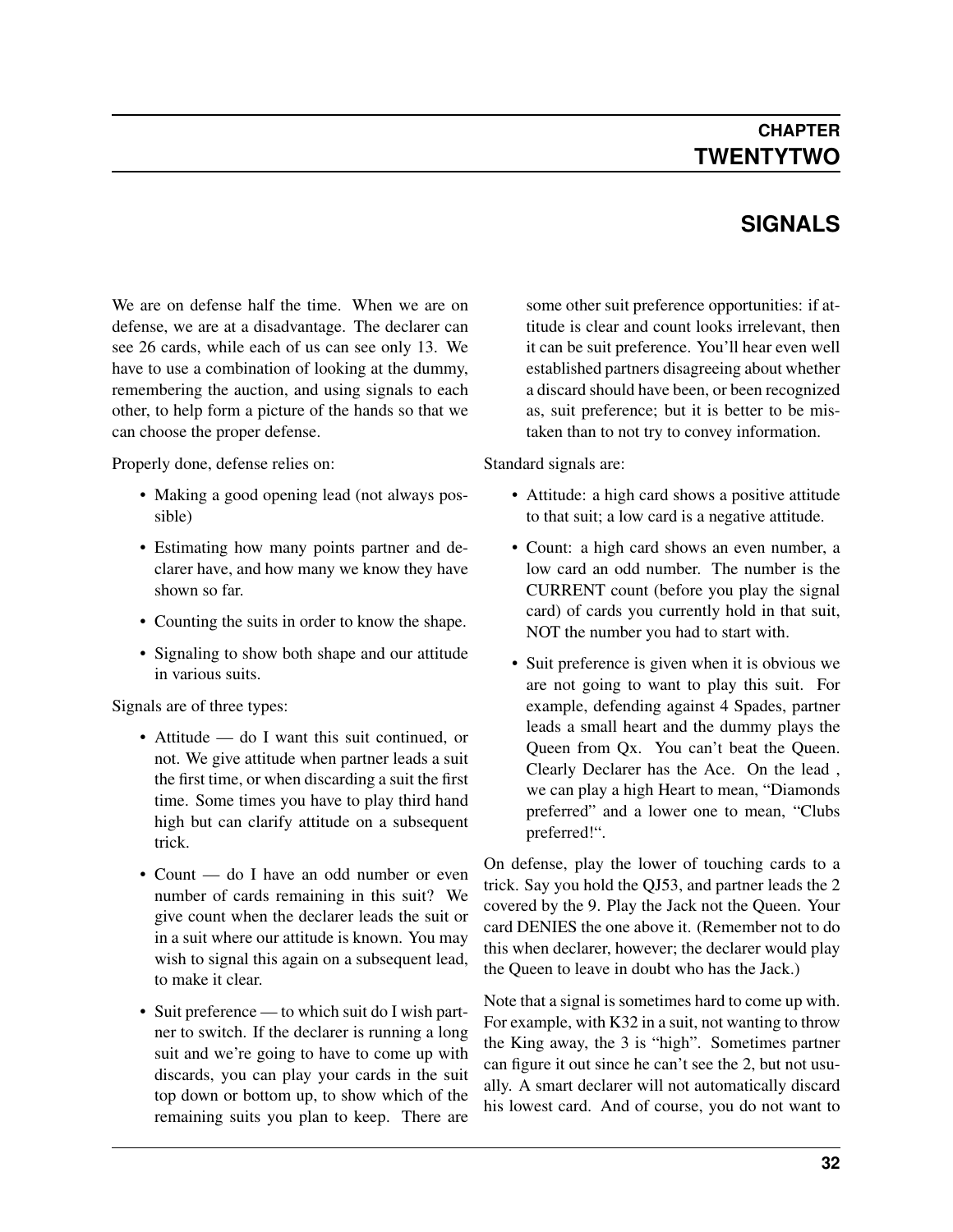# CHAPTER TWENTYTWO

# SIGNALS

We are on defense half the time. When we are on defense, we are at a disadvantage. The declarer can see 26 cards, while each of us can see only 13. We have to use a combination of looking at the dummy, remembering the auction, and using signals to each other, to help form a picture of the hands so that we can choose the proper defense.

Properly done, defense relies on:

- Making a good opening lead (not always possible)
- Estimating how many points partner and declarer have, and how many we know they have shown so far.
- Counting the suits in order to know the shape.
- Signaling to show both shape and our attitude in various suits.

Signals are of three types:

- Attitude — do I want this suit continued, or not. We give attitude when partner leads a suit the first time, or when discarding a suit the first time. Some times you have to play third hand high but can clarify attitude on a subsequent trick.
- Count — do I have an odd number or even number of cards remaining in this suit? We give count when the declarer leads the suit or in a suit where our attitude is known. You may wish to signal this again on a subsequent lead, to make it clear.
- Suit preference — to which suit do I wish partner to switch. If the declarer is running a long suit and we're going to have to come up with discards, you can play your cards in the suit top down or bottom up, to show which of the remaining suits you plan to keep. There are some other suit preference opportunities: if attitude is clear and count looks irrelevant, then it can be suit preference. You'll hear even well established partners disagreeing about whether a discard should have been, or been recognized as, suit preference; but it is better to be mistaken than to not try to convey information.

Standard signals are:

- Attitude: a high card shows a positive attitude to that suit; a low card is a negative attitude.
- Count: a high card shows an even number, a low card an odd number. The number is the CURRENT count (before you play the signal card) of cards you currently hold in that suit, NOT the number you had to start with.
- Suit preference is given when it is obvious we are not going to want to play this suit. For example, defending against 4 Spades, partner leads a small heart and the dummy plays the Queen from Qx. You can't beat the Queen. Clearly Declarer has the Ace. On the lead , we can play a high Heart to mean, "Diamonds preferred" and a lower one to mean, "Clubs preferred!".

On defense, play the lower of touching cards to a trick. Say you hold the QJ53, and partner leads the 2 covered by the 9. Play the Jack not the Queen. Your card DENIES the one above it. (Remember not to do this when declarer, however; the declarer would play the Queen to leave in doubt who has the Jack.)

Note that a signal is sometimes hard to come up with. For example, with K32 in a suit, not wanting to throw the King away, the 3 is "high". Sometimes partner can figure it out since he can't see the 2, but not usually. A smart declarer will not automatically discard his lowest card. And of course, you do not want to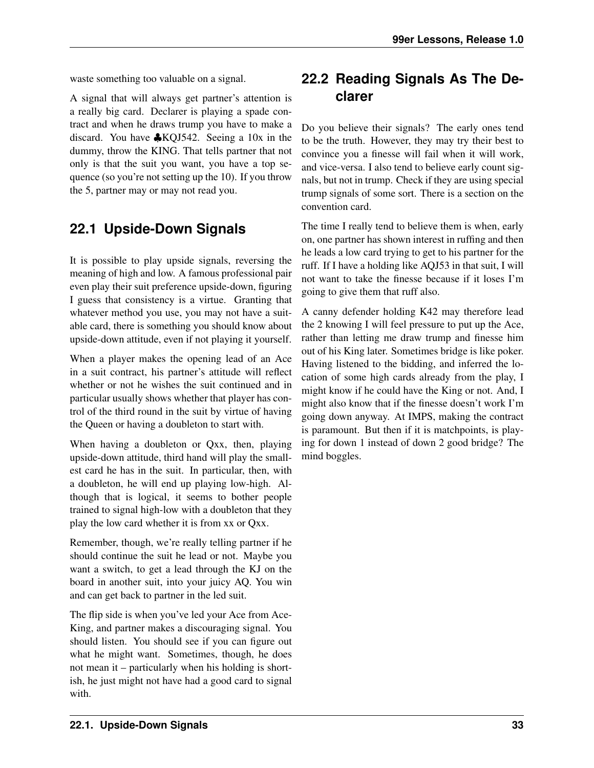waste something too valuable on a signal.

A signal that will always get partner's attention is a really big card. Declarer is playing a spade contract and when he draws trump you have to make a discard. You have ♣KQJ542. Seeing a 10x in the dummy, throw the KING. That tells partner that not only is that the suit you want, you have a top sequence (so you're not setting up the 10). If you throw the 5, partner may or may not read you.

## 22.1 Upside-Down Signals

It is possible to play upside signals, reversing the meaning of high and low. A famous professional pair even play their suit preference upside-down, figuring I guess that consistency is a virtue. Granting that whatever method you use, you may not have a suitable card, there is something you should know about upside-down attitude, even if not playing it yourself.

When a player makes the opening lead of an Ace in a suit contract, his partner's attitude will reflect whether or not he wishes the suit continued and in particular usually shows whether that player has control of the third round in the suit by virtue of having the Queen or having a doubleton to start with.

When having a doubleton or Qxx, then, playing upside-down attitude, third hand will play the smallest card he has in the suit. In particular, then, with a doubleton, he will end up playing low-high. Although that is logical, it seems to bother people trained to signal high-low with a doubleton that they play the low card whether it is from xx or Qxx.

Remember, though, we're really telling partner if he should continue the suit he lead or not. Maybe you want a switch, to get a lead through the KJ on the board in another suit, into your juicy AQ. You win and can get back to partner in the led suit.

The flip side is when you've led your Ace from Ace-King, and partner makes a discouraging signal. You should listen. You should see if you can figure out what he might want. Sometimes, though, he does not mean it – particularly when his holding is shortish, he just might not have had a good card to signal with.

## 22.2 Reading Signals As The Declarer

Do you believe their signals? The early ones tend to be the truth. However, they may try their best to convince you a finesse will fail when it will work, and vice-versa. I also tend to believe early count signals, but not in trump. Check if they are using special trump signals of some sort. There is a section on the convention card.

The time I really tend to believe them is when, early on, one partner has shown interest in ruffing and then he leads a low card trying to get to his partner for the ruff. If I have a holding like AQJ53 in that suit, I will not want to take the finesse because if it loses I'm going to give them that ruff also.

A canny defender holding K42 may therefore lead the 2 knowing I will feel pressure to put up the Ace, rather than letting me draw trump and finesse him out of his King later. Sometimes bridge is like poker. Having listened to the bidding, and inferred the location of some high cards already from the play, I might know if he could have the King or not. And, I might also know that if the finesse doesn't work I'm going down anyway. At IMPS, making the contract is paramount. But then if it is matchpoints, is playing for down 1 instead of down 2 good bridge? The mind boggles.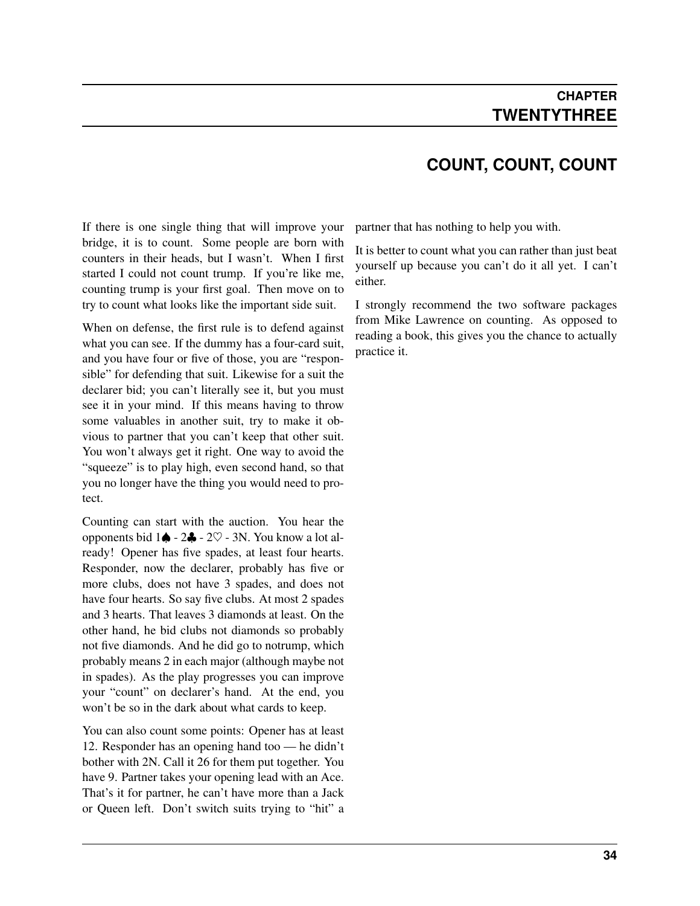# CHAPTER TWENTYTHREE

## COUNT, COUNT, COUNT

If there is one single thing that will improve your bridge, it is to count. Some people are born with counters in their heads, but I wasn't. When I first started I could not count trump. If you're like me, counting trump is your first goal. Then move on to try to count what looks like the important side suit.

When on defense, the first rule is to defend against what you can see. If the dummy has a four-card suit, and you have four or five of those, you are "responsible" for defending that suit. Likewise for a suit the declarer bid; you can't literally see it, but you must see it in your mind. If this means having to throw some valuables in another suit, try to make it obvious to partner that you can't keep that other suit. You won't always get it right. One way to avoid the "squeeze" is to play high, even second hand, so that you no longer have the thing you would need to protect.

Counting can start with the auction. You hear the opponents bid 1♠ - 2♣ - 2♡ - 3N. You know a lot already! Opener has five spades, at least four hearts. Responder, now the declarer, probably has five or more clubs, does not have 3 spades, and does not have four hearts. So say five clubs. At most 2 spades and 3 hearts. That leaves 3 diamonds at least. On the other hand, he bid clubs not diamonds so probably not five diamonds. And he did go to notrump, which probably means 2 in each major (although maybe not in spades). As the play progresses you can improve your "count" on declarer's hand. At the end, you won't be so in the dark about what cards to keep.

You can also count some points: Opener has at least 12. Responder has an opening hand too — he didn't bother with 2N. Call it 26 for them put together. You have 9. Partner takes your opening lead with an Ace. That's it for partner, he can't have more than a Jack or Queen left. Don't switch suits trying to "hit" a partner that has nothing to help you with.

It is better to count what you can rather than just beat yourself up because you can't do it all yet. I can't either.

I strongly recommend the two software packages from Mike Lawrence on counting. As opposed to reading a book, this gives you the chance to actually practice it.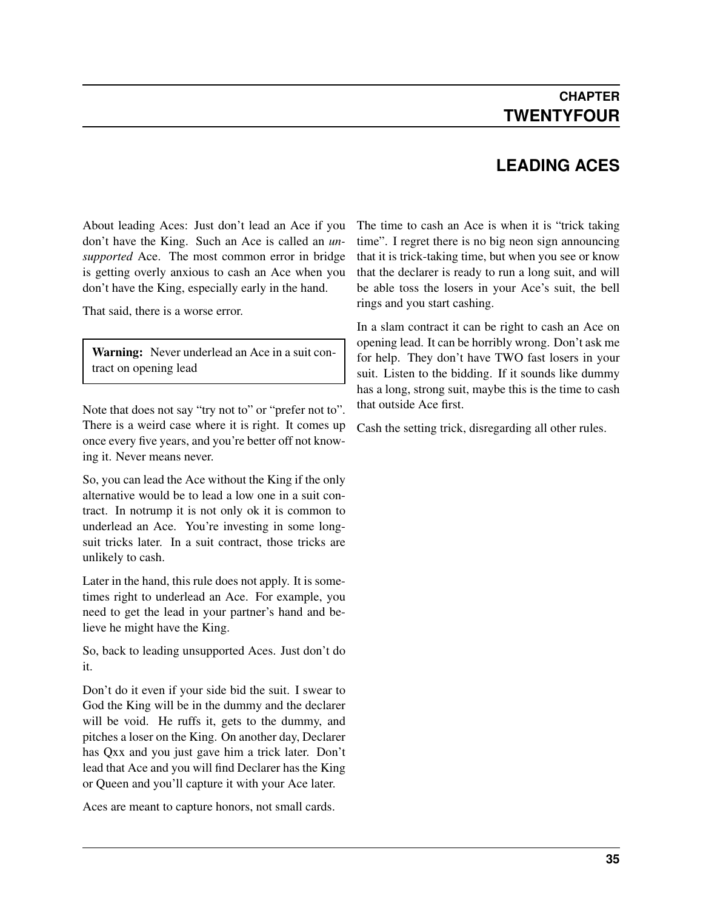# CHAPTER TWENTYFOUR

## LEADING ACES

About leading Aces: Just don't lead an Ace if you don't have the King. Such an Ace is called an *unsupported* Ace. The most common error in bridge is getting overly anxious to cash an Ace when you don't have the King, especially early in the hand.

That said, there is a worse error.

> **Warning:** Never underlead an Ace in a suit contract on opening lead

Note that does not say "try not to" or "prefer not to". There is a weird case where it is right. It comes up once every five years, and you're better off not knowing it. Never means never.

So, you can lead the Ace without the King if the only alternative would be to lead a low one in a suit contract. In notrump it is not only ok it is common to underlead an Ace. You're investing in some long-suit tricks later. In a suit contract, those tricks are unlikely to cash.

Later in the hand, this rule does not apply. It is sometimes right to underlead an Ace. For example, you need to get the lead in your partner's hand and believe he might have the King.

So, back to leading unsupported Aces. Just don't do it.

Don't do it even if your side bid the suit. I swear to God the King will be in the dummy and the declarer will be void. He ruffs it, gets to the dummy, and pitches a loser on the King. On another day, Declarer has Qxx and you just gave him a trick later. Don't lead that Ace and you will find Declarer has the King or Queen and you'll capture it with your Ace later.

Aces are meant to capture honors, not small cards.

The time to cash an Ace is when it is "trick taking time". I regret there is no big neon sign announcing that it is trick-taking time, but when you see or know that the declarer is ready to run a long suit, and will be able toss the losers in your Ace's suit, the bell rings and you start cashing.

In a slam contract it can be right to cash an Ace on opening lead. It can be horribly wrong. Don't ask me for help. They don't have TWO fast losers in your suit. Listen to the bidding. If it sounds like dummy has a long, strong suit, maybe this is the time to cash that outside Ace first.

Cash the setting trick, disregarding all other rules.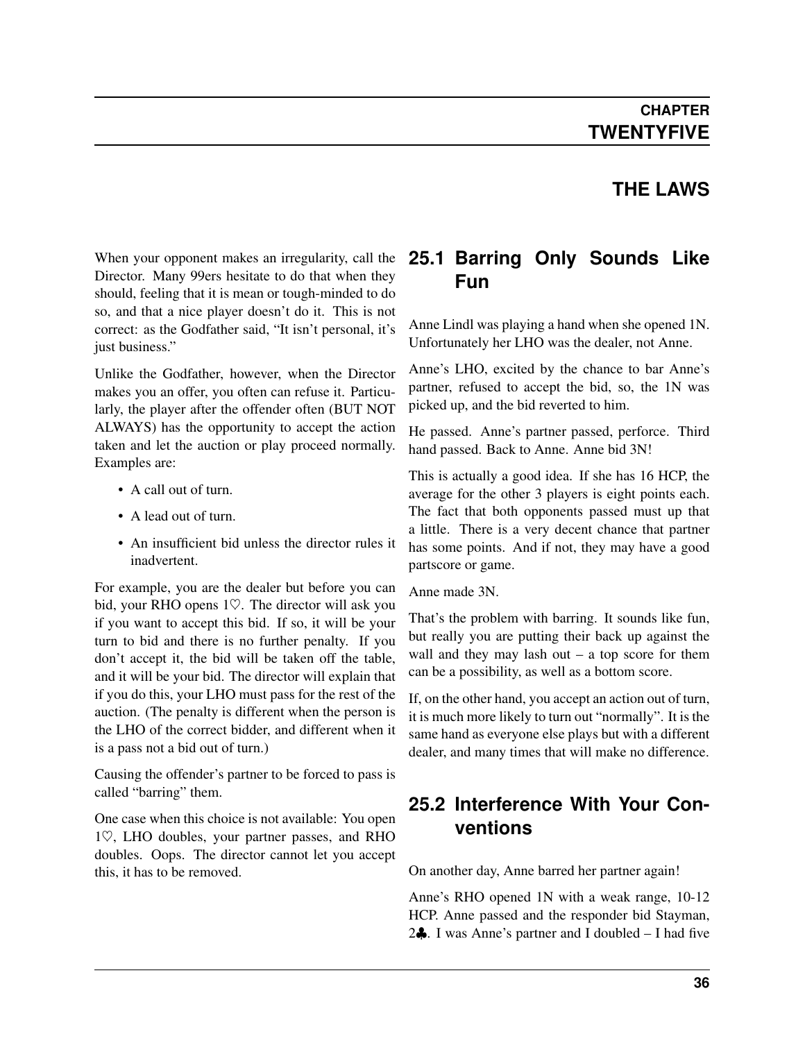# CHAPTER TWENTYFIVE

# THE LAWS

When your opponent makes an irregularity, call the Director. Many 99ers hesitate to do that when they should, feeling that it is mean or tough-minded to do so, and that a nice player doesn't do it. This is not correct: as the Godfather said, "It isn't personal, it's just business."

Unlike the Godfather, however, when the Director makes you an offer, you often can refuse it. Particularly, the player after the offender often (BUT NOT ALWAYS) has the opportunity to accept the action taken and let the auction or play proceed normally. Examples are:

- A call out of turn.
- A lead out of turn.
- An insufficient bid unless the director rules it inadvertent.

For example, you are the dealer but before you can bid, your RHO opens 1♡. The director will ask you if you want to accept this bid. If so, it will be your turn to bid and there is no further penalty. If you don't accept it, the bid will be taken off the table, and it will be your bid. The director will explain that if you do this, your LHO must pass for the rest of the auction. (The penalty is different when the person is the LHO of the correct bidder, and different when it is a pass not a bid out of turn.)

Causing the offender's partner to be forced to pass is called "barring" them.

One case when this choice is not available: You open 1♡, LHO doubles, your partner passes, and RHO doubles. Oops. The director cannot let you accept this, it has to be removed.

## 25.1 Barring Only Sounds Like Fun

Anne Lindl was playing a hand when she opened 1N. Unfortunately her LHO was the dealer, not Anne.

Anne's LHO, excited by the chance to bar Anne's partner, refused to accept the bid, so, the 1N was picked up, and the bid reverted to him.

He passed. Anne's partner passed, perforce. Third hand passed. Back to Anne. Anne bid 3N!

This is actually a good idea. If she has 16 HCP, the average for the other 3 players is eight points each. The fact that both opponents passed must up that a little. There is a very decent chance that partner has some points. And if not, they may have a good partscore or game.

Anne made 3N.

That's the problem with barring. It sounds like fun, but really you are putting their back up against the wall and they may lash out – a top score for them can be a possibility, as well as a bottom score.

If, on the other hand, you accept an action out of turn, it is much more likely to turn out "normally". It is the same hand as everyone else plays but with a different dealer, and many times that will make no difference.

## 25.2 Interference With Your Conventions

On another day, Anne barred her partner again!

Anne's RHO opened 1N with a weak range, 10-12 HCP. Anne passed and the responder bid Stayman, 2♣. I was Anne's partner and I doubled – I had five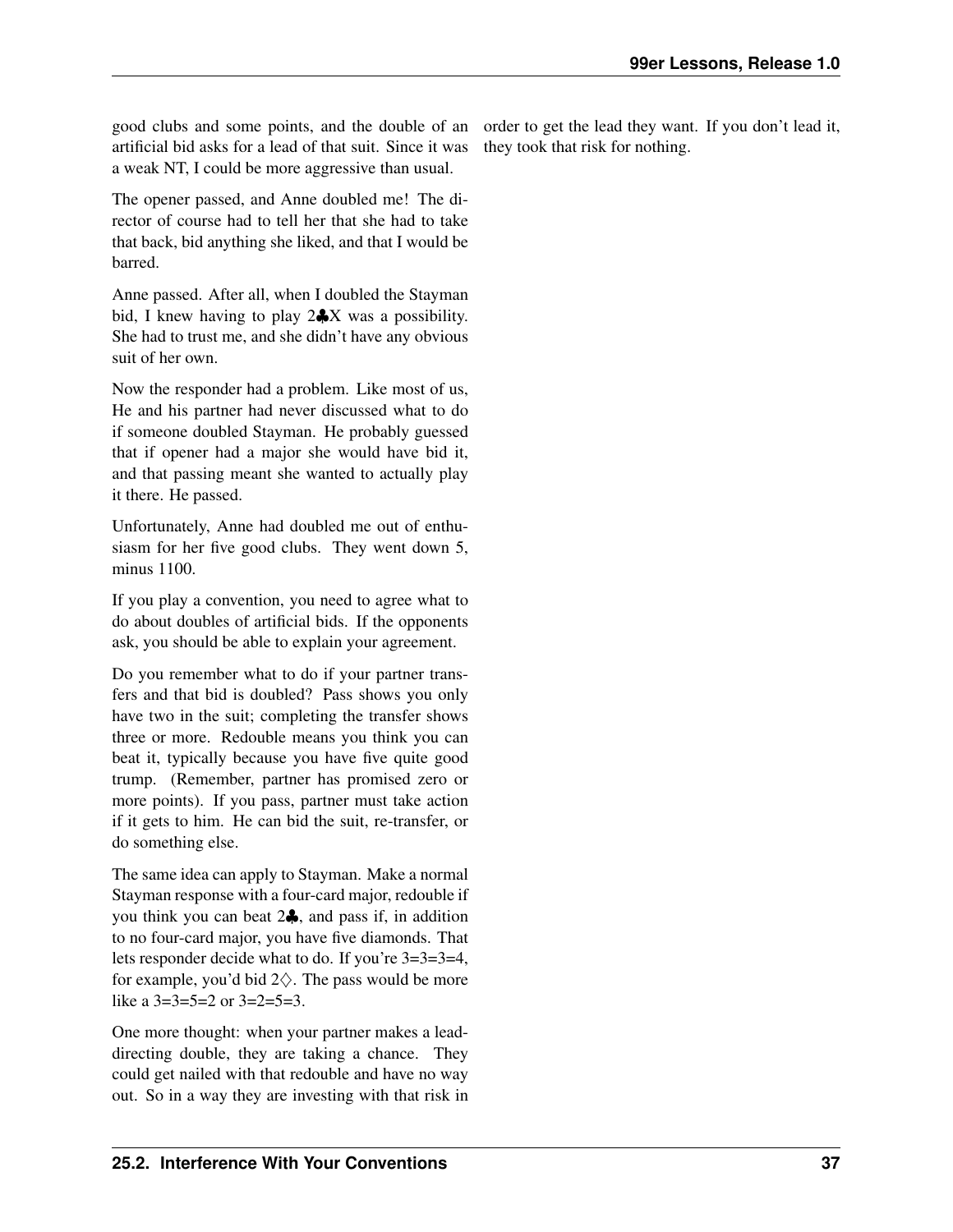good clubs and some points, and the double of an artificial bid asks for a lead of that suit. Since it was a weak NT, I could be more aggressive than usual.

The opener passed, and Anne doubled me! The director of course had to tell her that she had to take that back, bid anything she liked, and that I would be barred.

Anne passed. After all, when I doubled the Stayman bid, I knew having to play 2♣X was a possibility. She had to trust me, and she didn't have any obvious suit of her own.

Now the responder had a problem. Like most of us, He and his partner had never discussed what to do if someone doubled Stayman. He probably guessed that if opener had a major she would have bid it, and that passing meant she wanted to actually play it there. He passed.

Unfortunately, Anne had doubled me out of enthusiasm for her five good clubs. They went down 5, minus 1100.

If you play a convention, you need to agree what to do about doubles of artificial bids. If the opponents ask, you should be able to explain your agreement.

Do you remember what to do if your partner transfers and that bid is doubled? Pass shows you only have two in the suit; completing the transfer shows three or more. Redouble means you think you can beat it, typically because you have five quite good trump. (Remember, partner has promised zero or more points). If you pass, partner must take action if it gets to him. He can bid the suit, re-transfer, or do something else.

The same idea can apply to Stayman. Make a normal Stayman response with a four-card major, redouble if you think you can beat 2♣, and pass if, in addition to no four-card major, you have five diamonds. That lets responder decide what to do. If you're 3=3=3=4, for example, you'd bid 2♢. The pass would be more like a 3=3=5=2 or 3=2=5=3.

One more thought: when your partner makes a lead-directing double, they are taking a chance. They could get nailed with that redouble and have no way out. So in a way they are investing with that risk in order to get the lead they want. If you don't lead it, they took that risk for nothing.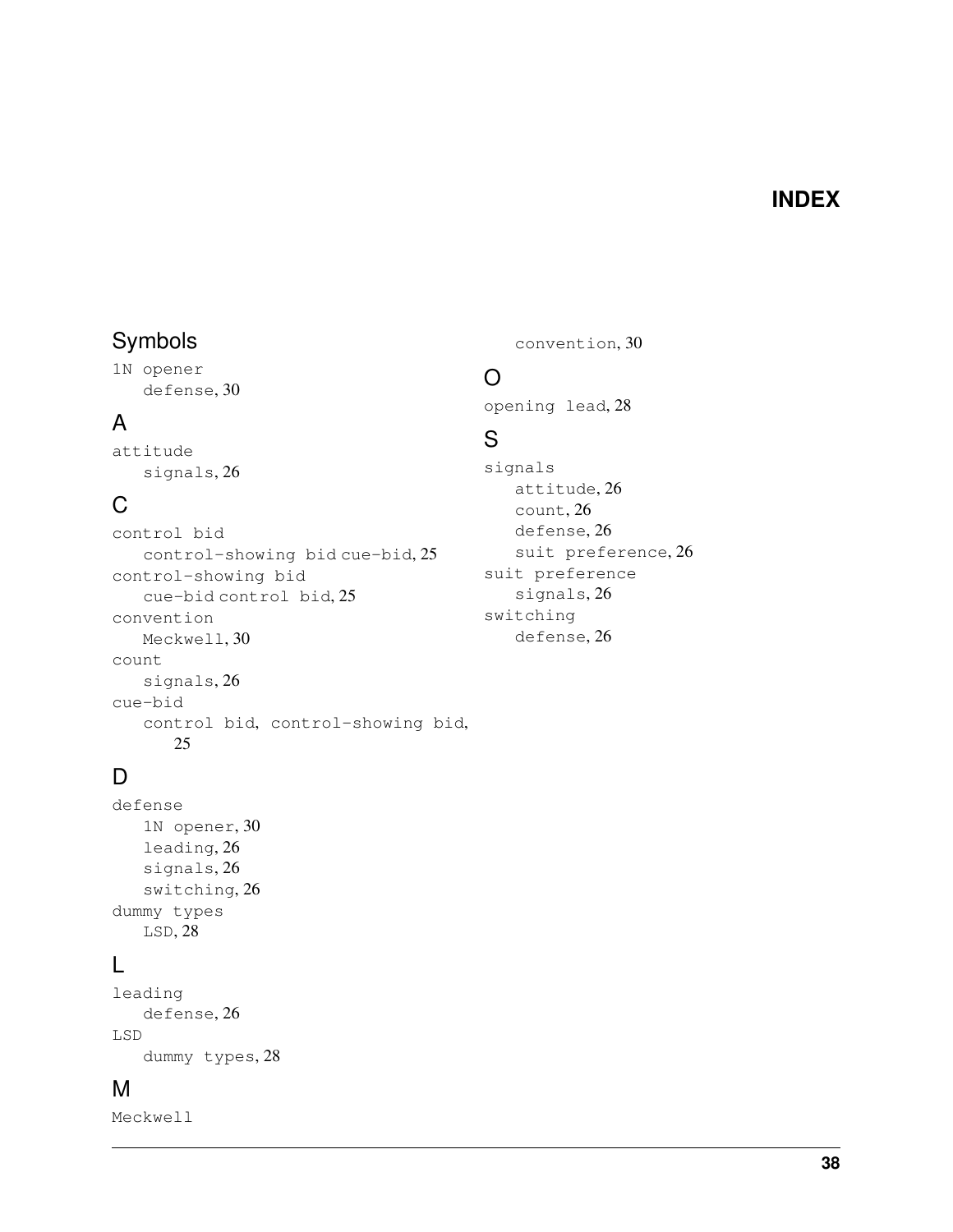# INDEX

## Symbols

1N opener
  defense, 30

## A

attitude
  signals, 26

## C

control bid
  control-showing bid cue-bid, 25

control-showing bid
  cue-bid control bid, 25

convention
  Meckwell, 30

count
  signals, 26

cue-bid
  control bid, control-showing bid, 25

## D

defense
  1N opener, 30
  leading, 26
  signals, 26
  switching, 26

dummy types
  LSD, 28

## L

leading
  defense, 26

LSD
  dummy types, 28

## M

Meckwell
  convention, 30

## O

opening lead, 28

## S

signals
  attitude, 26
  count, 26
  defense, 26
  suit preference, 26

suit preference
  signals, 26

switching
  defense, 26